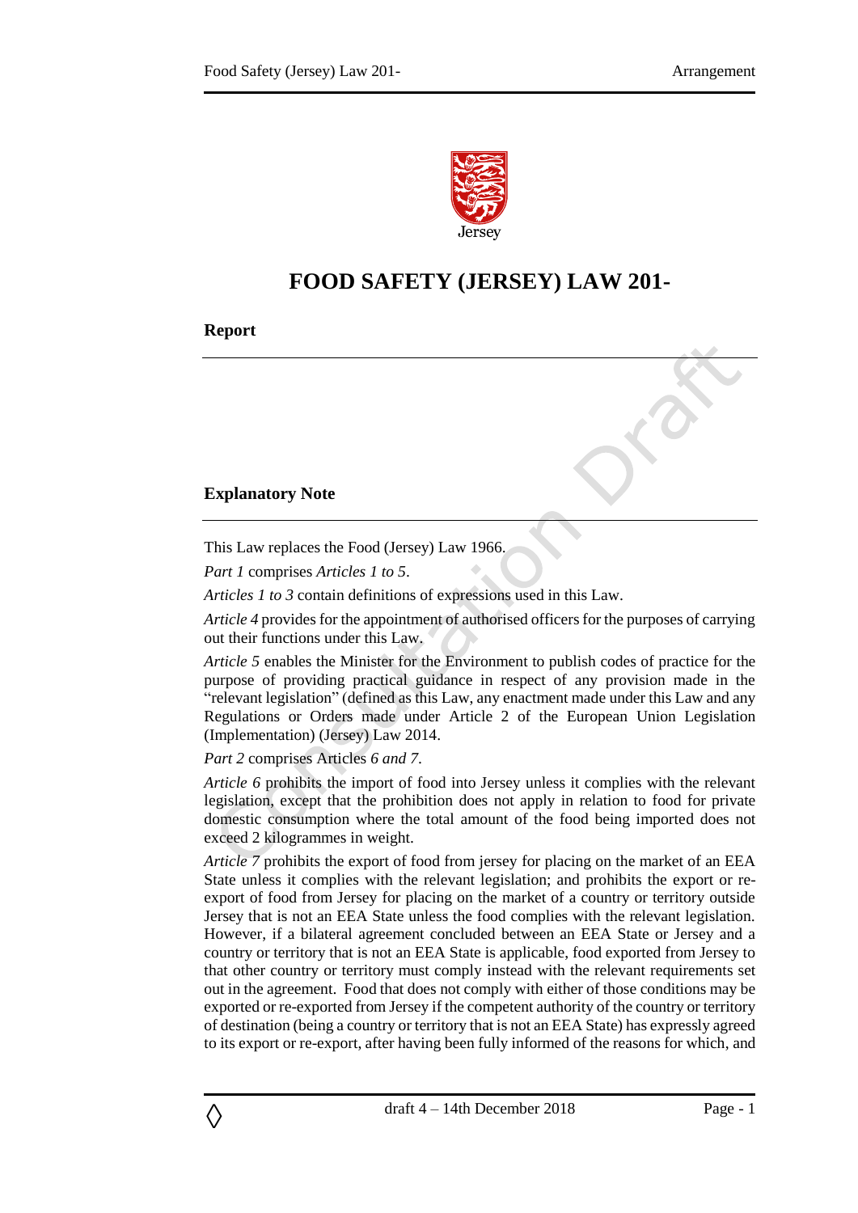# FOOD SAFETY (JERSEY) LAW 201-

**Report**

**Explanatory Note**

This Law replaces the Food (Jersey) Law 1966.

*Part 1* comprises *Articles 1 to 5*.

*Articles 1 to 3* contain definitions of expressions used in this Law.

*Article 4* provides for the appointment of authorised officers for the purposes of carrying out their functions under this Law.

*Article 5* enables the Minister for the Environment to publish codes of practice for the purpose of providing practical guidance in respect of any provision made in the "relevant legislation" (defined as this Law, any enactment made under this Law and any Regulations or Orders made under Article 2 of the European Union Legislation (Implementation) (Jersey) Law 2014.

*Part 2* comprises Articles *6 and 7*.

*Article 6* prohibits the import of food into Jersey unless it complies with the relevant legislation, except that the prohibition does not apply in relation to food for private domestic consumption where the total amount of the food being imported does not exceed 2 kilogrammes in weight.

*Article 7* prohibits the export of food from jersey for placing on the market of an EEA State unless it complies with the relevant legislation; and prohibits the export or re-export of food from Jersey for placing on the market of a country or territory outside Jersey that is not an EEA State unless the food complies with the relevant legislation. However, if a bilateral agreement concluded between an EEA State or Jersey and a country or territory that is not an EEA State is applicable, food exported from Jersey to that other country or territory must comply instead with the relevant requirements set out in the agreement. Food that does not comply with either of those conditions may be exported or re-exported from Jersey if the competent authority of the country or territory of destination (being a country or territory that is not an EEA State) has expressly agreed to its export or re-export, after having been fully informed of the reasons for which, and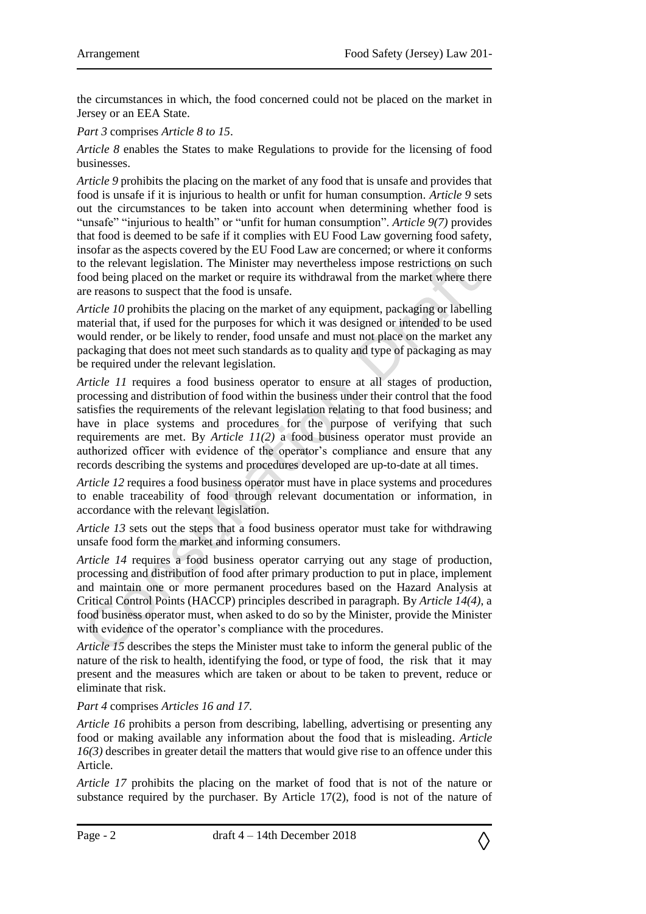the circumstances in which, the food concerned could not be placed on the market in Jersey or an EEA State.

*Part 3* comprises *Article 8 to 15*.

*Article 8* enables the States to make Regulations to provide for the licensing of food businesses.

*Article 9* prohibits the placing on the market of any food that is unsafe and provides that food is unsafe if it is injurious to health or unfit for human consumption. *Article 9* sets out the circumstances to be taken into account when determining whether food is "unsafe" "injurious to health" or "unfit for human consumption". *Article 9(7)* provides that food is deemed to be safe if it complies with EU Food Law governing food safety, insofar as the aspects covered by the EU Food Law are concerned; or where it conforms to the relevant legislation. The Minister may nevertheless impose restrictions on such food being placed on the market or require its withdrawal from the market where there are reasons to suspect that the food is unsafe.

*Article 10* prohibits the placing on the market of any equipment, packaging or labelling material that, if used for the purposes for which it was designed or intended to be used would render, or be likely to render, food unsafe and must not place on the market any packaging that does not meet such standards as to quality and type of packaging as may be required under the relevant legislation.

*Article 11* requires a food business operator to ensure at all stages of production, processing and distribution of food within the business under their control that the food satisfies the requirements of the relevant legislation relating to that food business; and have in place systems and procedures for the purpose of verifying that such requirements are met. By *Article 11(2)* a food business operator must provide an authorized officer with evidence of the operator's compliance and ensure that any records describing the systems and procedures developed are up-to-date at all times.

*Article 12* requires a food business operator must have in place systems and procedures to enable traceability of food through relevant documentation or information, in accordance with the relevant legislation.

*Article 13* sets out the steps that a food business operator must take for withdrawing unsafe food form the market and informing consumers.

*Article 14* requires a food business operator carrying out any stage of production, processing and distribution of food after primary production to put in place, implement and maintain one or more permanent procedures based on the Hazard Analysis at Critical Control Points (HACCP) principles described in paragraph. By *Article 14(4)*, a food business operator must, when asked to do so by the Minister, provide the Minister with evidence of the operator's compliance with the procedures.

*Article 15* describes the steps the Minister must take to inform the general public of the nature of the risk to health, identifying the food, or type of food, the risk that it may present and the measures which are taken or about to be taken to prevent, reduce or eliminate that risk.

*Part 4* comprises *Articles 16 and 17*.

*Article 16* prohibits a person from describing, labelling, advertising or presenting any food or making available any information about the food that is misleading. *Article 16(3)* describes in greater detail the matters that would give rise to an offence under this Article.

*Article 17* prohibits the placing on the market of food that is not of the nature or substance required by the purchaser. By Article 17(2), food is not of the nature of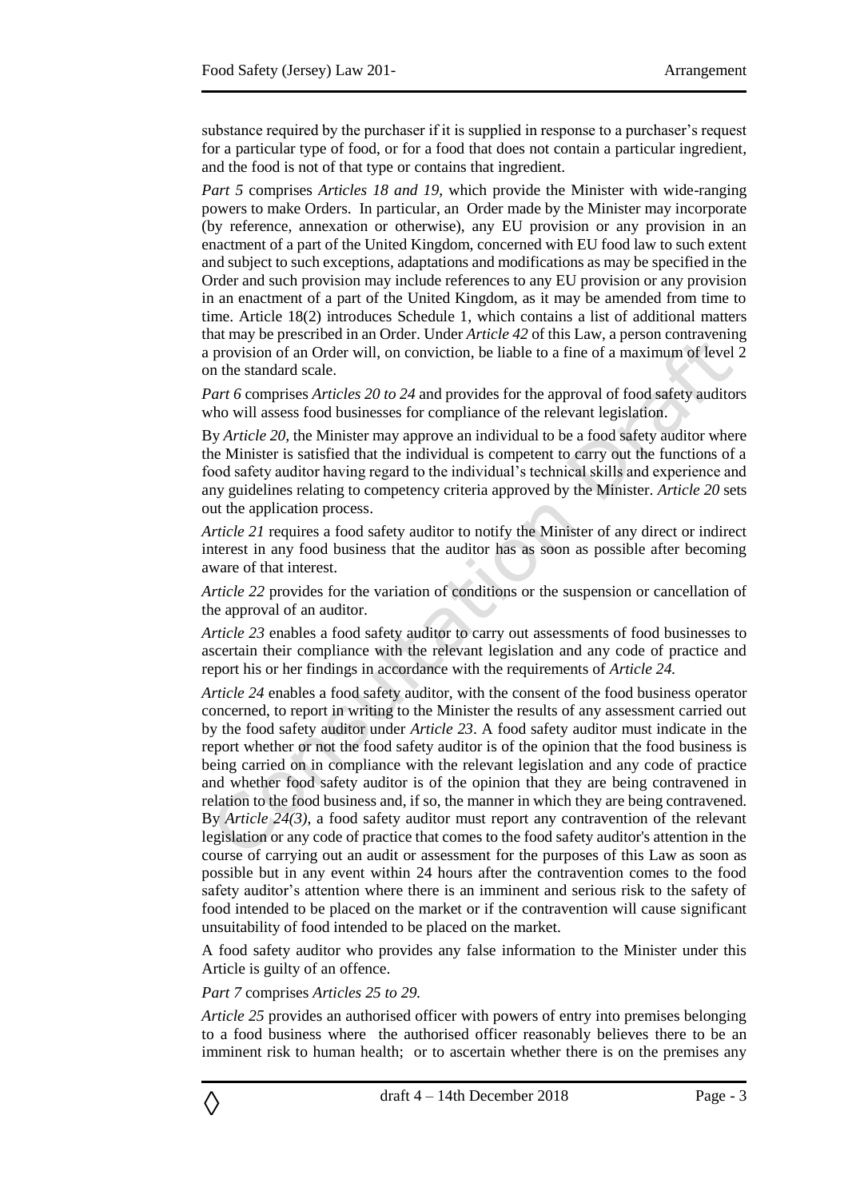substance required by the purchaser if it is supplied in response to a purchaser's request for a particular type of food, or for a food that does not contain a particular ingredient, and the food is not of that type or contains that ingredient.

*Part 5* comprises *Articles 18 and 19*, which provide the Minister with wide-ranging powers to make Orders. In particular, an Order made by the Minister may incorporate (by reference, annexation or otherwise), any EU provision or any provision in an enactment of a part of the United Kingdom, concerned with EU food law to such extent and subject to such exceptions, adaptations and modifications as may be specified in the Order and such provision may include references to any EU provision or any provision in an enactment of a part of the United Kingdom, as it may be amended from time to time. Article 18(2) introduces Schedule 1, which contains a list of additional matters that may be prescribed in an Order. Under *Article 42* of this Law, a person contravening a provision of an Order will, on conviction, be liable to a fine of a maximum of level 2 on the standard scale.

*Part 6* comprises *Articles 20 to 24* and provides for the approval of food safety auditors who will assess food businesses for compliance of the relevant legislation.

By *Article 20*, the Minister may approve an individual to be a food safety auditor where the Minister is satisfied that the individual is competent to carry out the functions of a food safety auditor having regard to the individual's technical skills and experience and any guidelines relating to competency criteria approved by the Minister. *Article 20* sets out the application process.

*Article 21* requires a food safety auditor to notify the Minister of any direct or indirect interest in any food business that the auditor has as soon as possible after becoming aware of that interest.

*Article 22* provides for the variation of conditions or the suspension or cancellation of the approval of an auditor.

*Article 23* enables a food safety auditor to carry out assessments of food businesses to ascertain their compliance with the relevant legislation and any code of practice and report his or her findings in accordance with the requirements of *Article 24.*

*Article 24* enables a food safety auditor, with the consent of the food business operator concerned, to report in writing to the Minister the results of any assessment carried out by the food safety auditor under *Article 23*. A food safety auditor must indicate in the report whether or not the food safety auditor is of the opinion that the food business is being carried on in compliance with the relevant legislation and any code of practice and whether food safety auditor is of the opinion that they are being contravened in relation to the food business and, if so, the manner in which they are being contravened. By *Article 24(3)*, a food safety auditor must report any contravention of the relevant legislation or any code of practice that comes to the food safety auditor's attention in the course of carrying out an audit or assessment for the purposes of this Law as soon as possible but in any event within 24 hours after the contravention comes to the food safety auditor's attention where there is an imminent and serious risk to the safety of food intended to be placed on the market or if the contravention will cause significant unsuitability of food intended to be placed on the market.

A food safety auditor who provides any false information to the Minister under this Article is guilty of an offence.

*Part 7* comprises *Articles 25 to 29.*

*Article 25* provides an authorised officer with powers of entry into premises belonging to a food business where the authorised officer reasonably believes there to be an imminent risk to human health; or to ascertain whether there is on the premises any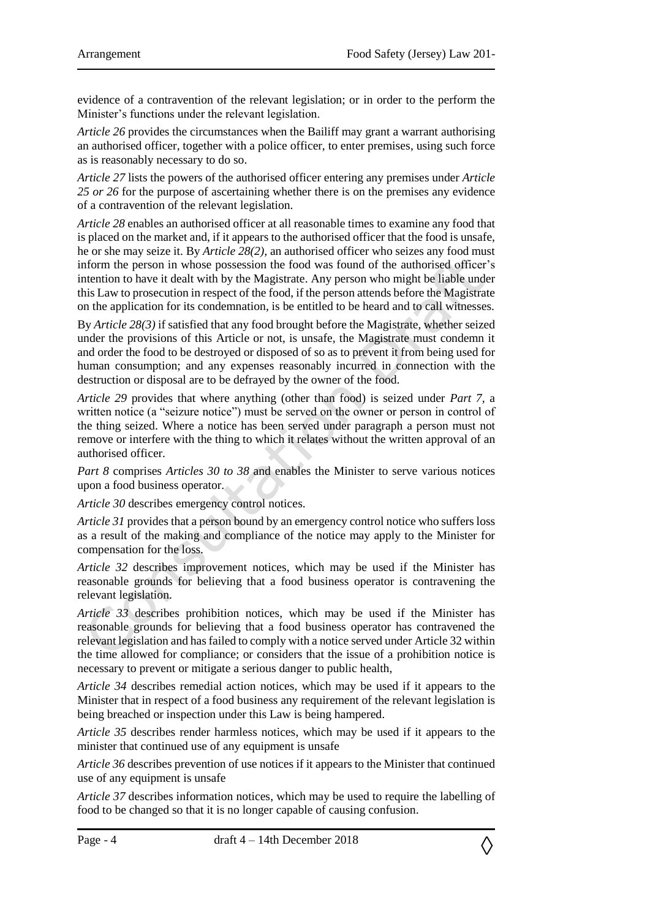evidence of a contravention of the relevant legislation; or in order to the perform the Minister's functions under the relevant legislation.

*Article 26* provides the circumstances when the Bailiff may grant a warrant authorising an authorised officer, together with a police officer, to enter premises, using such force as is reasonably necessary to do so.

*Article 27* lists the powers of the authorised officer entering any premises under *Article 25 or 26* for the purpose of ascertaining whether there is on the premises any evidence of a contravention of the relevant legislation.

*Article 28* enables an authorised officer at all reasonable times to examine any food that is placed on the market and, if it appears to the authorised officer that the food is unsafe, he or she may seize it. By *Article 28(2)*, an authorised officer who seizes any food must inform the person in whose possession the food was found of the authorised officer's intention to have it dealt with by the Magistrate. Any person who might be liable under this Law to prosecution in respect of the food, if the person attends before the Magistrate on the application for its condemnation, is be entitled to be heard and to call witnesses.

By *Article 28(3)* if satisfied that any food brought before the Magistrate, whether seized under the provisions of this Article or not, is unsafe, the Magistrate must condemn it and order the food to be destroyed or disposed of so as to prevent it from being used for human consumption; and any expenses reasonably incurred in connection with the destruction or disposal are to be defrayed by the owner of the food.

*Article 29* provides that where anything (other than food) is seized under *Part 7*, a written notice (a "seizure notice") must be served on the owner or person in control of the thing seized. Where a notice has been served under paragraph a person must not remove or interfere with the thing to which it relates without the written approval of an authorised officer.

*Part 8* comprises *Articles 30 to 38* and enables the Minister to serve various notices upon a food business operator.

*Article 30* describes emergency control notices.

*Article 31* provides that a person bound by an emergency control notice who suffers loss as a result of the making and compliance of the notice may apply to the Minister for compensation for the loss.

*Article 32* describes improvement notices, which may be used if the Minister has reasonable grounds for believing that a food business operator is contravening the relevant legislation.

*Article 33* describes prohibition notices, which may be used if the Minister has reasonable grounds for believing that a food business operator has contravened the relevant legislation and has failed to comply with a notice served under Article 32 within the time allowed for compliance; or considers that the issue of a prohibition notice is necessary to prevent or mitigate a serious danger to public health,

*Article 34* describes remedial action notices, which may be used if it appears to the Minister that in respect of a food business any requirement of the relevant legislation is being breached or inspection under this Law is being hampered.

*Article 35* describes render harmless notices, which may be used if it appears to the minister that continued use of any equipment is unsafe

*Article 36* describes prevention of use notices if it appears to the Minister that continued use of any equipment is unsafe

*Article 37* describes information notices, which may be used to require the labelling of food to be changed so that it is no longer capable of causing confusion.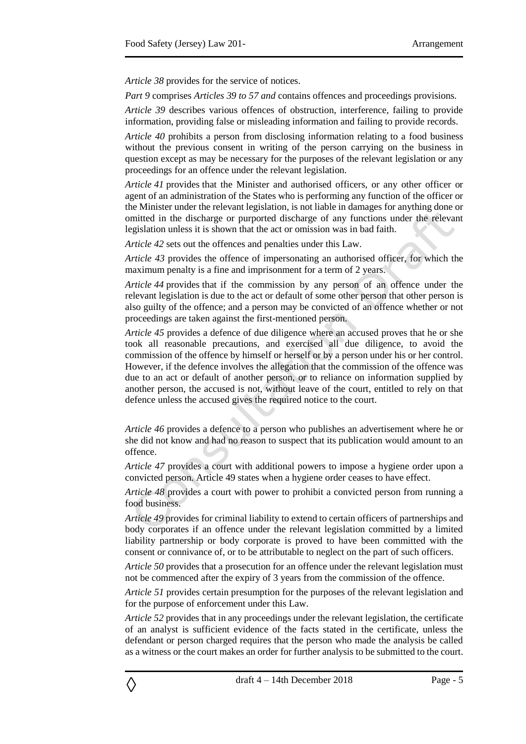*Article 38* provides for the service of notices.

*Part 9* comprises *Articles 39 to 57 and* contains offences and proceedings provisions.

*Article 39* describes various offences of obstruction, interference, failing to provide information, providing false or misleading information and failing to provide records.

*Article 40* prohibits a person from disclosing information relating to a food business without the previous consent in writing of the person carrying on the business in question except as may be necessary for the purposes of the relevant legislation or any proceedings for an offence under the relevant legislation.

*Article 41* provides that the Minister and authorised officers, or any other officer or agent of an administration of the States who is performing any function of the officer or the Minister under the relevant legislation, is not liable in damages for anything done or omitted in the discharge or purported discharge of any functions under the relevant legislation unless it is shown that the act or omission was in bad faith.

*Article 42* sets out the offences and penalties under this Law.

*Article 43* provides the offence of impersonating an authorised officer, for which the maximum penalty is a fine and imprisonment for a term of 2 years.

*Article 44* provides that if the commission by any person of an offence under the relevant legislation is due to the act or default of some other person that other person is also guilty of the offence; and a person may be convicted of an offence whether or not proceedings are taken against the first-mentioned person.

*Article 45* provides a defence of due diligence where an accused proves that he or she took all reasonable precautions, and exercised all due diligence, to avoid the commission of the offence by himself or herself or by a person under his or her control. However, if the defence involves the allegation that the commission of the offence was due to an act or default of another person, or to reliance on information supplied by another person, the accused is not, without leave of the court, entitled to rely on that defence unless the accused gives the required notice to the court.

*Article 46* provides a defence to a person who publishes an advertisement where he or she did not know and had no reason to suspect that its publication would amount to an offence.

*Article 47* provides a court with additional powers to impose a hygiene order upon a convicted person. Article 49 states when a hygiene order ceases to have effect.

*Article 48* provides a court with power to prohibit a convicted person from running a food business.

*Article 49* provides for criminal liability to extend to certain officers of partnerships and body corporates if an offence under the relevant legislation committed by a limited liability partnership or body corporate is proved to have been committed with the consent or connivance of, or to be attributable to neglect on the part of such officers.

*Article 50* provides that a prosecution for an offence under the relevant legislation must not be commenced after the expiry of 3 years from the commission of the offence.

*Article 51* provides certain presumption for the purposes of the relevant legislation and for the purpose of enforcement under this Law.

*Article 52* provides that in any proceedings under the relevant legislation, the certificate of an analyst is sufficient evidence of the facts stated in the certificate, unless the defendant or person charged requires that the person who made the analysis be called as a witness or the court makes an order for further analysis to be submitted to the court.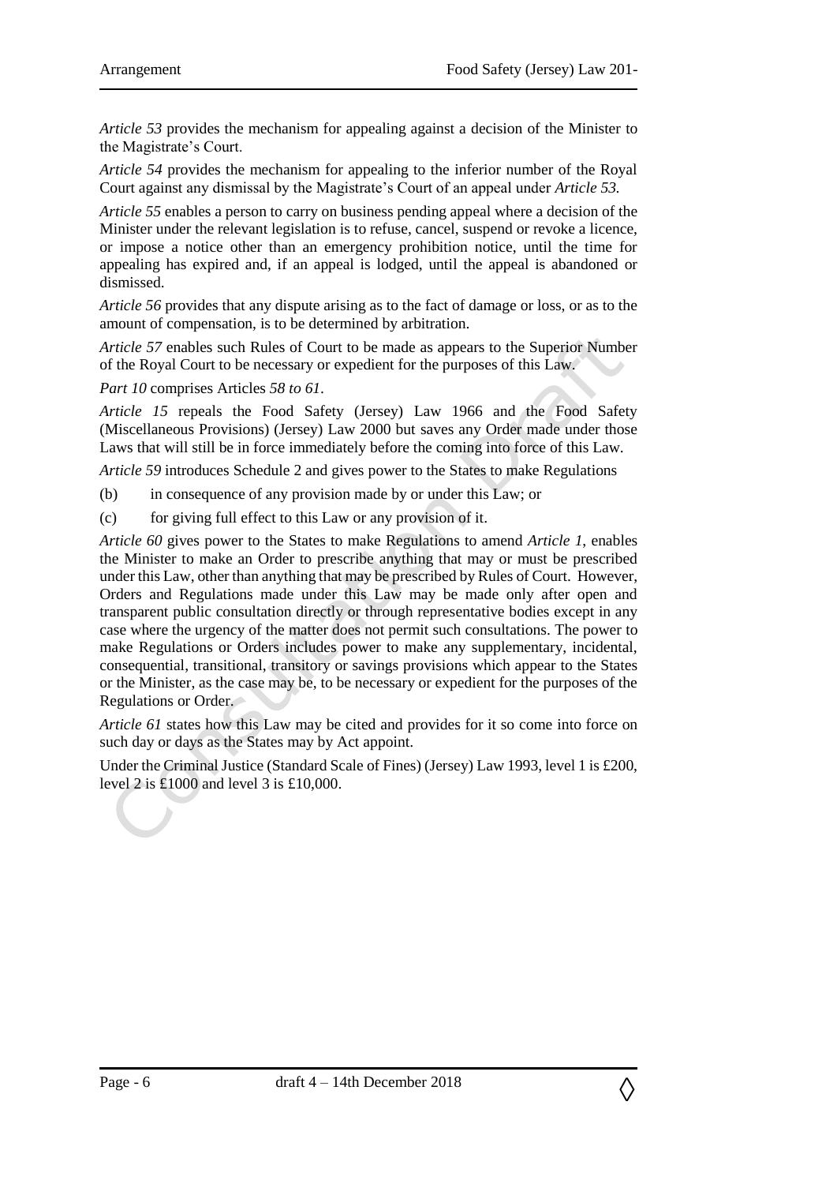*Article 53* provides the mechanism for appealing against a decision of the Minister to the Magistrate's Court.

*Article 54* provides the mechanism for appealing to the inferior number of the Royal Court against any dismissal by the Magistrate's Court of an appeal under *Article 53.*

*Article 55* enables a person to carry on business pending appeal where a decision of the Minister under the relevant legislation is to refuse, cancel, suspend or revoke a licence, or impose a notice other than an emergency prohibition notice, until the time for appealing has expired and, if an appeal is lodged, until the appeal is abandoned or dismissed.

*Article 56* provides that any dispute arising as to the fact of damage or loss, or as to the amount of compensation, is to be determined by arbitration.

*Article 57* enables such Rules of Court to be made as appears to the Superior Number of the Royal Court to be necessary or expedient for the purposes of this Law.

*Part 10* comprises Articles *58 to 61*.

*Article 15* repeals the Food Safety (Jersey) Law 1966 and the Food Safety (Miscellaneous Provisions) (Jersey) Law 2000 but saves any Order made under those Laws that will still be in force immediately before the coming into force of this Law.

*Article 59* introduces Schedule 2 and gives power to the States to make Regulations

(b) in consequence of any provision made by or under this Law; or

(c) for giving full effect to this Law or any provision of it.

*Article 60* gives power to the States to make Regulations to amend *Article 1*, enables the Minister to make an Order to prescribe anything that may or must be prescribed under this Law, other than anything that may be prescribed by Rules of Court. However, Orders and Regulations made under this Law may be made only after open and transparent public consultation directly or through representative bodies except in any case where the urgency of the matter does not permit such consultations. The power to make Regulations or Orders includes power to make any supplementary, incidental, consequential, transitional, transitory or savings provisions which appear to the States or the Minister, as the case may be, to be necessary or expedient for the purposes of the Regulations or Order.

*Article 61* states how this Law may be cited and provides for it so come into force on such day or days as the States may by Act appoint.

Under the Criminal Justice (Standard Scale of Fines) (Jersey) Law 1993, level 1 is £200, level 2 is £1000 and level 3 is £10,000.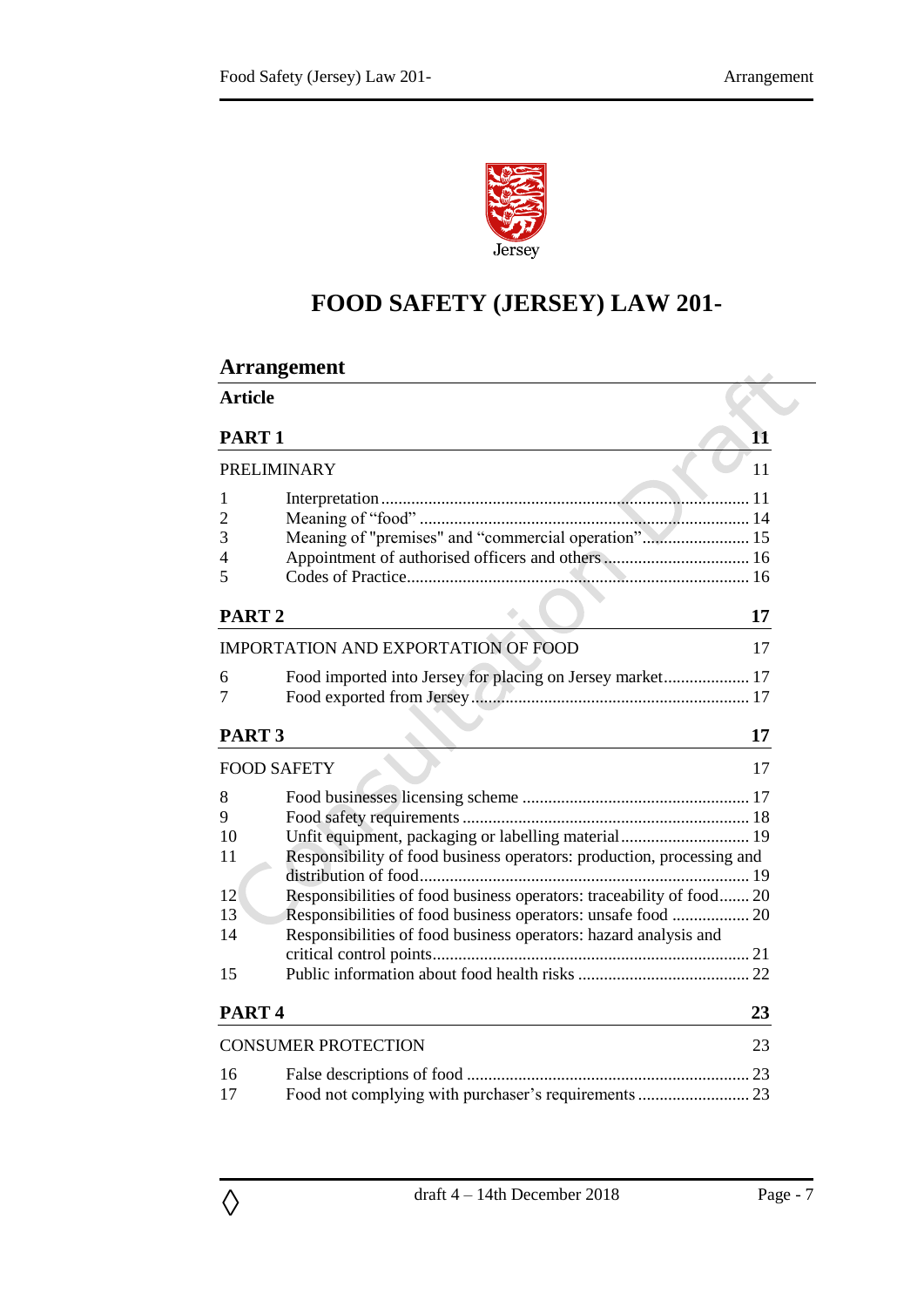# FOOD SAFETY (JERSEY) LAW 201-

## Arrangement

**Article**

| | | |
|---|---|---|
| **PART 1** | | **11** |
| PRELIMINARY | | 11 |
| 1 | Interpretation | 11 |
| 2 | Meaning of "food" | 14 |
| 3 | Meaning of "premises" and "commercial operation" | 15 |
| 4 | Appointment of authorised officers and others | 16 |
| 5 | Codes of Practice | 16 |
| **PART 2** | | **17** |
| IMPORTATION AND EXPORTATION OF FOOD | | 17 |
| 6 | Food imported into Jersey for placing on Jersey market | 17 |
| 7 | Food exported from Jersey | 17 |
| **PART 3** | | **17** |
| FOOD SAFETY | | 17 |
| 8 | Food businesses licensing scheme | 17 |
| 9 | Food safety requirements | 18 |
| 10 | Unfit equipment, packaging or labelling material | 19 |
| 11 | Responsibility of food business operators: production, processing and distribution of food | 19 |
| 12 | Responsibilities of food business operators: traceability of food | 20 |
| 13 | Responsibilities of food business operators: unsafe food | 20 |
| 14 | Responsibilities of food business operators: hazard analysis and critical control points | 21 |
| 15 | Public information about food health risks | 22 |
| **PART 4** | | **23** |
| CONSUMER PROTECTION | | 23 |
| 16 | False descriptions of food | 23 |
| 17 | Food not complying with purchaser's requirements | 23 |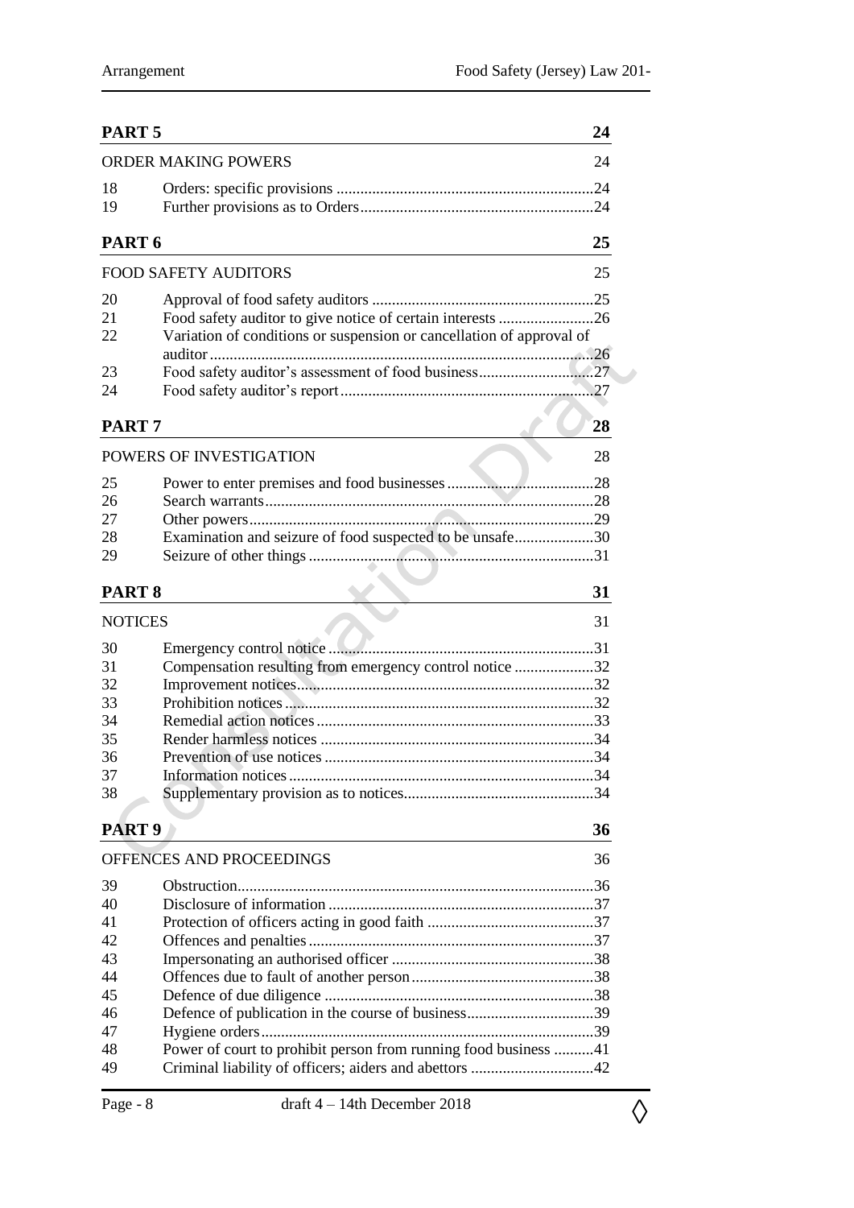| PART 5 | | 24 |
|---|---|---|
| ORDER MAKING POWERS | | 24 |
| 18 | Orders: specific provisions | 24 |
| 19 | Further provisions as to Orders | 24 |
| **PART 6** | | **25** |
| FOOD SAFETY AUDITORS | | 25 |
| 20 | Approval of food safety auditors | 25 |
| 21 | Food safety auditor to give notice of certain interests | 26 |
| 22 | Variation of conditions or suspension or cancellation of approval of auditor | 26 |
| 23 | Food safety auditor's assessment of food business | 27 |
| 24 | Food safety auditor's report | 27 |
| **PART 7** | | **28** |
| POWERS OF INVESTIGATION | | 28 |
| 25 | Power to enter premises and food businesses | 28 |
| 26 | Search warrants | 28 |
| 27 | Other powers | 29 |
| 28 | Examination and seizure of food suspected to be unsafe | 30 |
| 29 | Seizure of other things | 31 |
| **PART 8** | | **31** |
| NOTICES | | 31 |
| 30 | Emergency control notice | 31 |
| 31 | Compensation resulting from emergency control notice | 32 |
| 32 | Improvement notices | 32 |
| 33 | Prohibition notices | 32 |
| 34 | Remedial action notices | 33 |
| 35 | Render harmless notices | 34 |
| 36 | Prevention of use notices | 34 |
| 37 | Information notices | 34 |
| 38 | Supplementary provision as to notices | 34 |
| **PART 9** | | **36** |
| OFFENCES AND PROCEEDINGS | | 36 |
| 39 | Obstruction | 36 |
| 40 | Disclosure of information | 37 |
| 41 | Protection of officers acting in good faith | 37 |
| 42 | Offences and penalties | 37 |
| 43 | Impersonating an authorised officer | 38 |
| 44 | Offences due to fault of another person | 38 |
| 45 | Defence of due diligence | 38 |
| 46 | Defence of publication in the course of business | 39 |
| 47 | Hygiene orders | 39 |
| 48 | Power of court to prohibit person from running food business | 41 |
| 49 | Criminal liability of officers; aiders and abettors | 42 |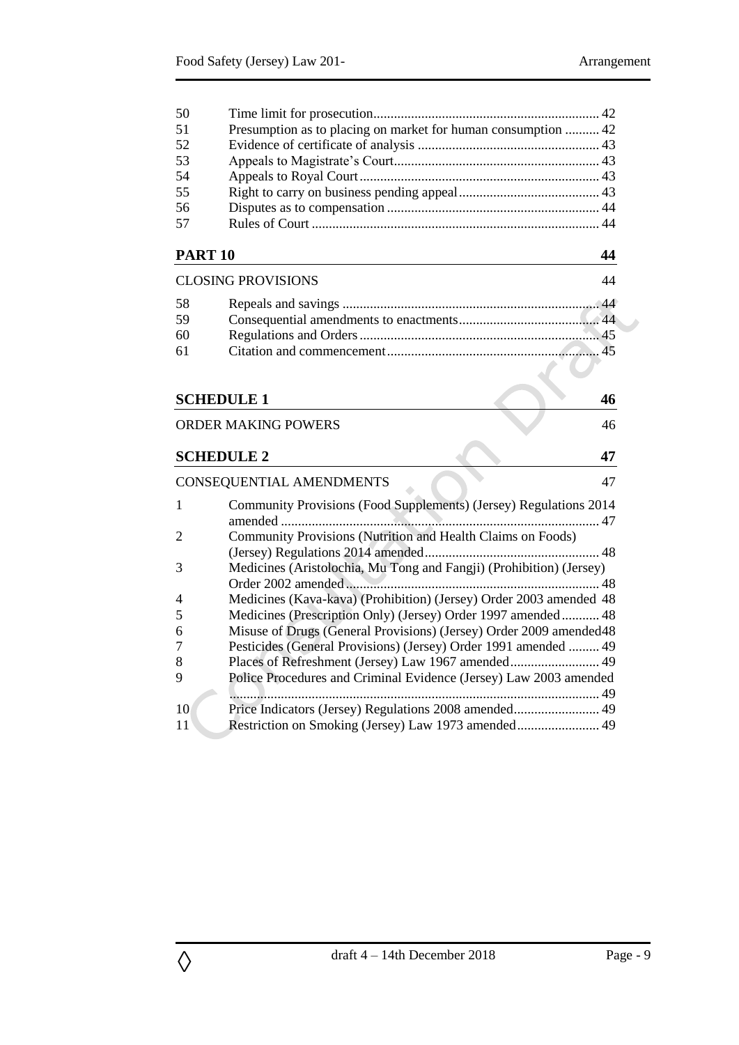| | | |
|---|---|---|
| 50 | Time limit for prosecution | 42 |
| 51 | Presumption as to placing on market for human consumption | 42 |
| 52 | Evidence of certificate of analysis | 43 |
| 53 | Appeals to Magistrate's Court | 43 |
| 54 | Appeals to Royal Court | 43 |
| 55 | Right to carry on business pending appeal | 43 |
| 56 | Disputes as to compensation | 44 |
| 57 | Rules of Court | 44 |

**PART 10** 44

CLOSING PROVISIONS 44

| | | |
|---|---|---|
| 58 | Repeals and savings | 44 |
| 59 | Consequential amendments to enactments | 44 |
| 60 | Regulations and Orders | 45 |
| 61 | Citation and commencement | 45 |

**SCHEDULE 1** 46

ORDER MAKING POWERS 46

**SCHEDULE 2** 47

CONSEQUENTIAL AMENDMENTS 47

| | | |
|---|---|---|
| 1 | Community Provisions (Food Supplements) (Jersey) Regulations 2014 amended | 47 |
| 2 | Community Provisions (Nutrition and Health Claims on Foods) (Jersey) Regulations 2014 amended | 48 |
| 3 | Medicines (Aristolochia, Mu Tong and Fangji) (Prohibition) (Jersey) Order 2002 amended | 48 |
| 4 | Medicines (Kava-kava) (Prohibition) (Jersey) Order 2003 amended | 48 |
| 5 | Medicines (Prescription Only) (Jersey) Order 1997 amended | 48 |
| 6 | Misuse of Drugs (General Provisions) (Jersey) Order 2009 amended | 48 |
| 7 | Pesticides (General Provisions) (Jersey) Order 1991 amended | 49 |
| 8 | Places of Refreshment (Jersey) Law 1967 amended | 49 |
| 9 | Police Procedures and Criminal Evidence (Jersey) Law 2003 amended | 49 |
| 10 | Price Indicators (Jersey) Regulations 2008 amended | 49 |
| 11 | Restriction on Smoking (Jersey) Law 1973 amended | 49 |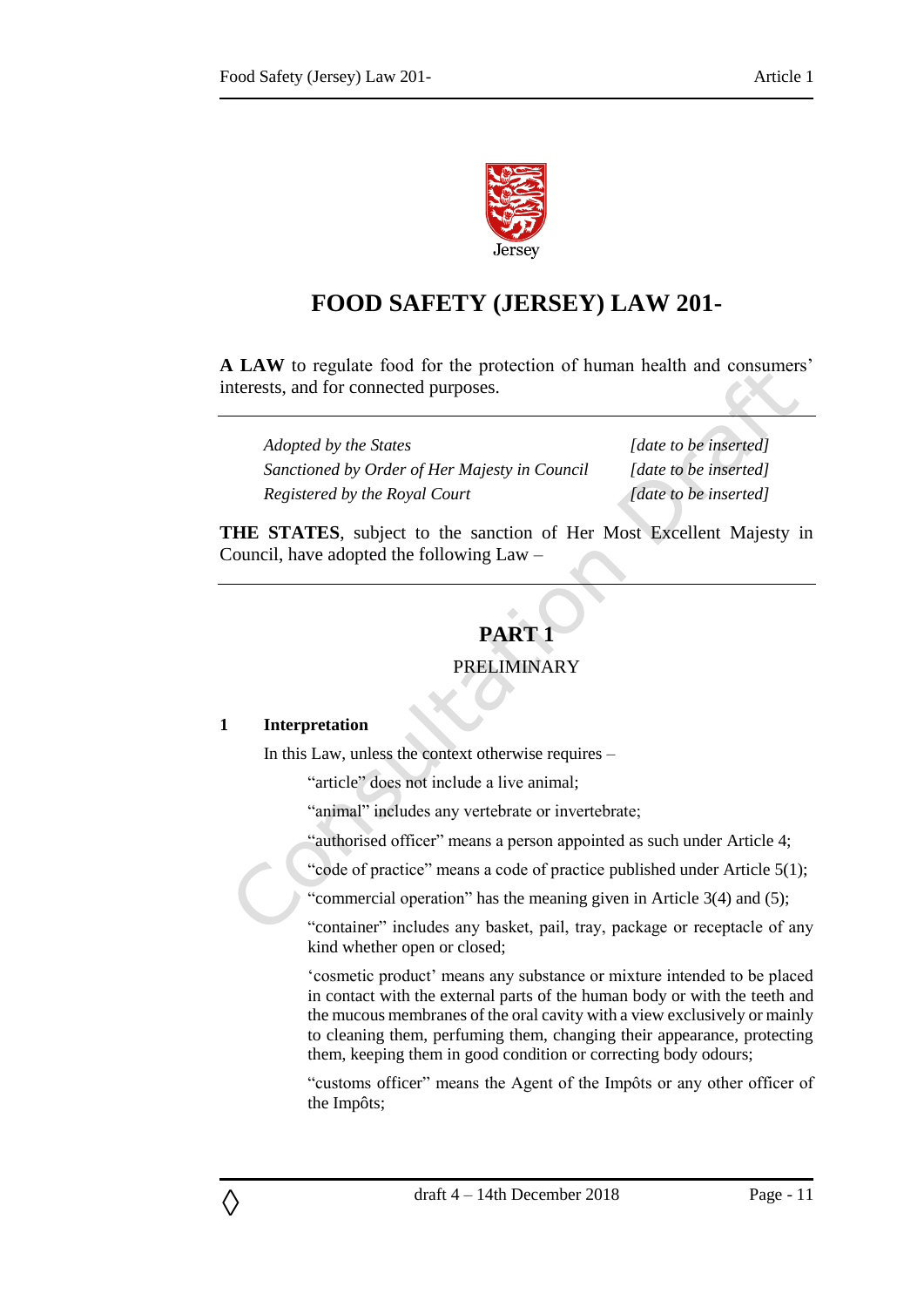# FOOD SAFETY (JERSEY) LAW 201-

**A LAW** to regulate food for the protection of human health and consumers' interests, and for connected purposes.

| | |
|---|---|
| *Adopted by the States* | *[date to be inserted]* |
| *Sanctioned by Order of Her Majesty in Council* | *[date to be inserted]* |
| *Registered by the Royal Court* | *[date to be inserted]* |

**THE STATES**, subject to the sanction of Her Most Excellent Majesty in Council, have adopted the following Law –

## PART 1

### PRELIMINARY

#### 1 Interpretation

In this Law, unless the context otherwise requires –

"article" does not include a live animal;

"animal" includes any vertebrate or invertebrate;

"authorised officer" means a person appointed as such under Article 4;

"code of practice" means a code of practice published under Article 5(1);

"commercial operation" has the meaning given in Article 3(4) and (5);

"container" includes any basket, pail, tray, package or receptacle of any kind whether open or closed;

'cosmetic product' means any substance or mixture intended to be placed in contact with the external parts of the human body or with the teeth and the mucous membranes of the oral cavity with a view exclusively or mainly to cleaning them, perfuming them, changing their appearance, protecting them, keeping them in good condition or correcting body odours;

"customs officer" means the Agent of the Impôts or any other officer of the Impôts;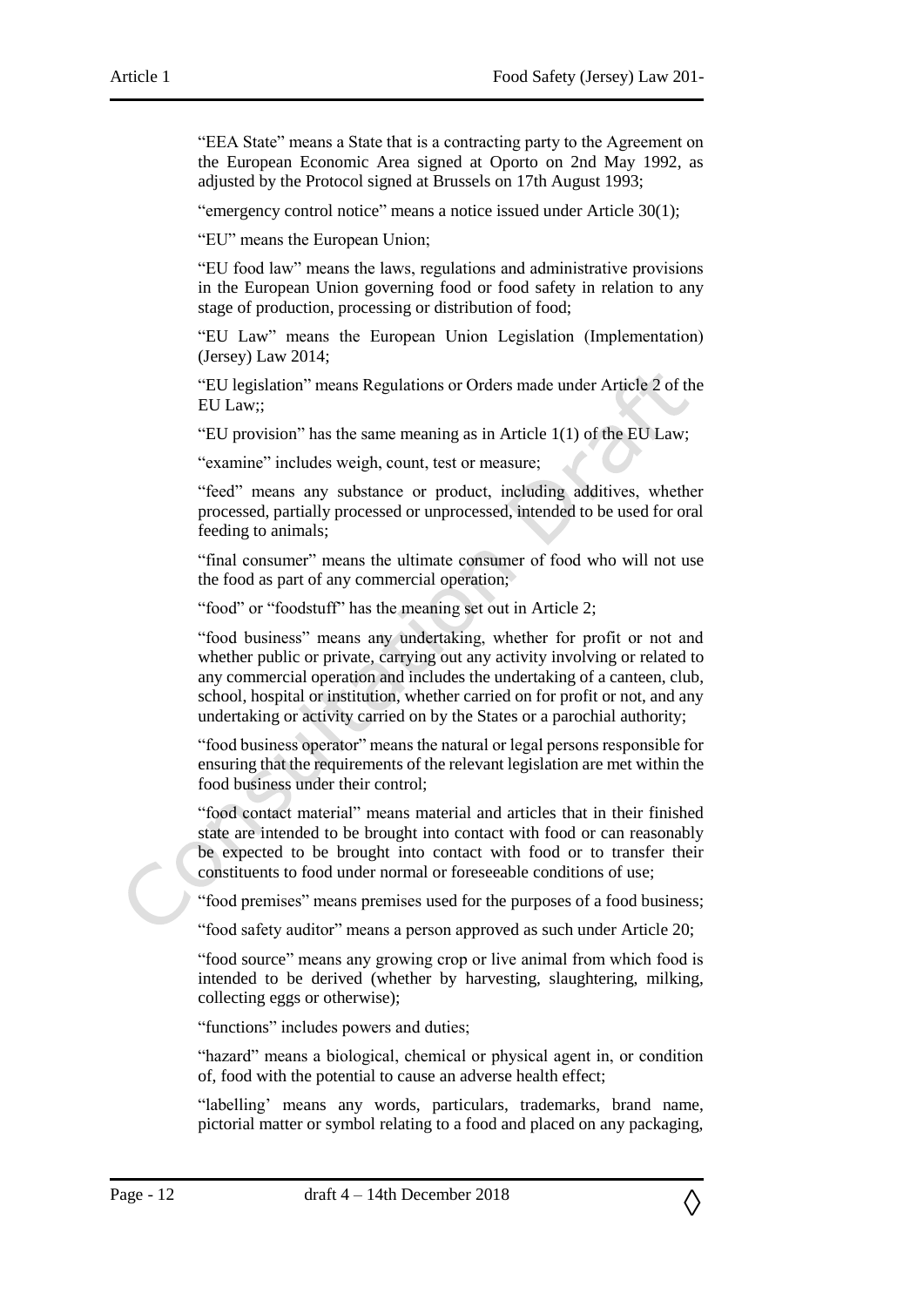"EEA State" means a State that is a contracting party to the Agreement on the European Economic Area signed at Oporto on 2nd May 1992, as adjusted by the Protocol signed at Brussels on 17th August 1993;

"emergency control notice" means a notice issued under Article 30(1);

"EU" means the European Union;

"EU food law" means the laws, regulations and administrative provisions in the European Union governing food or food safety in relation to any stage of production, processing or distribution of food;

"EU Law" means the European Union Legislation (Implementation) (Jersey) Law 2014;

"EU legislation" means Regulations or Orders made under Article 2 of the EU Law;;

"EU provision" has the same meaning as in Article 1(1) of the EU Law;

"examine" includes weigh, count, test or measure;

"feed" means any substance or product, including additives, whether processed, partially processed or unprocessed, intended to be used for oral feeding to animals;

"final consumer" means the ultimate consumer of food who will not use the food as part of any commercial operation;

"food" or "foodstuff" has the meaning set out in Article 2;

"food business" means any undertaking, whether for profit or not and whether public or private, carrying out any activity involving or related to any commercial operation and includes the undertaking of a canteen, club, school, hospital or institution, whether carried on for profit or not, and any undertaking or activity carried on by the States or a parochial authority;

"food business operator" means the natural or legal persons responsible for ensuring that the requirements of the relevant legislation are met within the food business under their control;

"food contact material" means material and articles that in their finished state are intended to be brought into contact with food or can reasonably be expected to be brought into contact with food or to transfer their constituents to food under normal or foreseeable conditions of use;

"food premises" means premises used for the purposes of a food business;

"food safety auditor" means a person approved as such under Article 20;

"food source" means any growing crop or live animal from which food is intended to be derived (whether by harvesting, slaughtering, milking, collecting eggs or otherwise);

"functions" includes powers and duties;

"hazard" means a biological, chemical or physical agent in, or condition of, food with the potential to cause an adverse health effect;

"labelling' means any words, particulars, trademarks, brand name, pictorial matter or symbol relating to a food and placed on any packaging,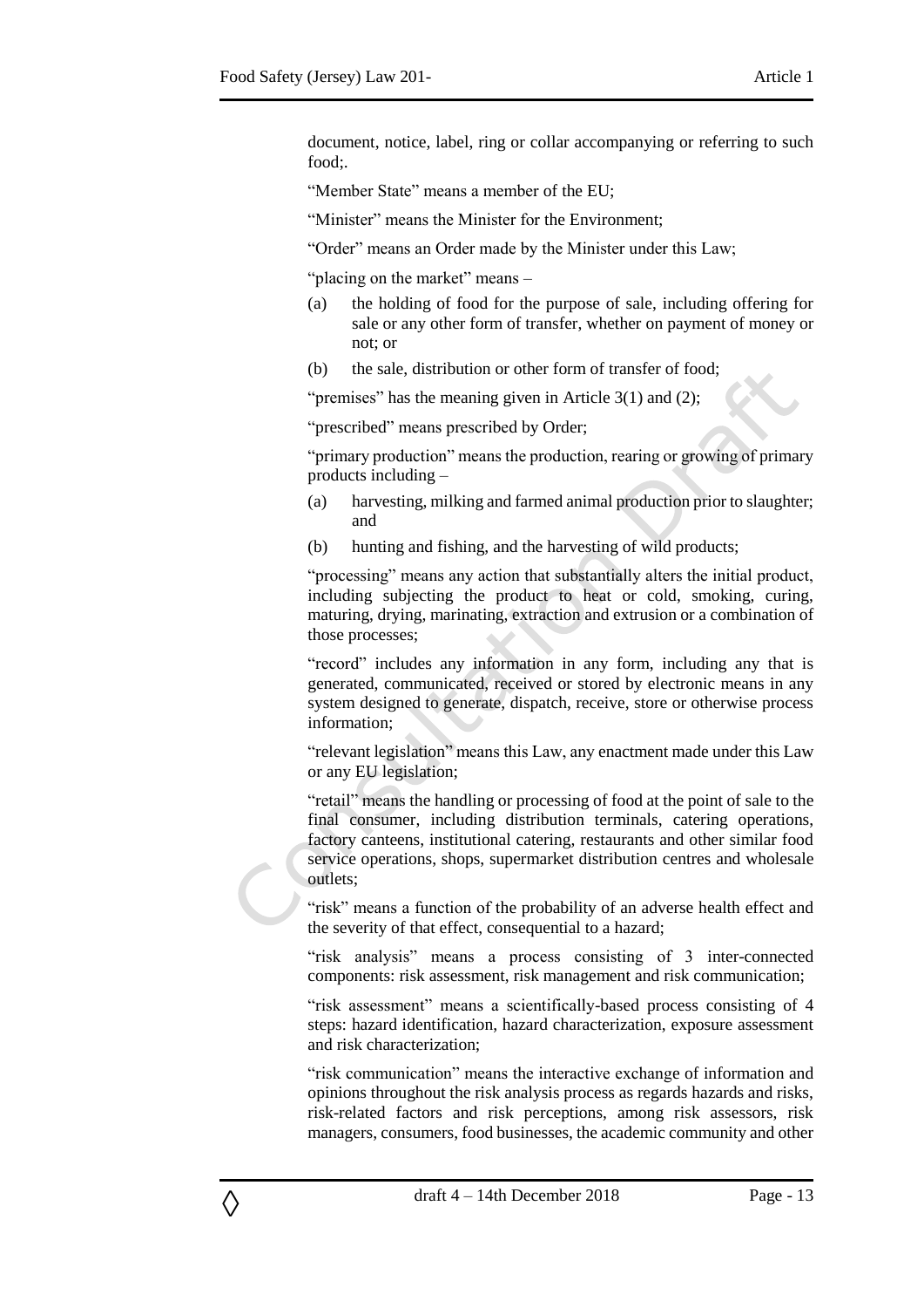document, notice, label, ring or collar accompanying or referring to such food;.

"Member State" means a member of the EU;

"Minister" means the Minister for the Environment;

"Order" means an Order made by the Minister under this Law;

"placing on the market" means –

(a) the holding of food for the purpose of sale, including offering for sale or any other form of transfer, whether on payment of money or not; or

(b) the sale, distribution or other form of transfer of food;

"premises" has the meaning given in Article 3(1) and (2);

"prescribed" means prescribed by Order;

"primary production" means the production, rearing or growing of primary products including –

(a) harvesting, milking and farmed animal production prior to slaughter; and

(b) hunting and fishing, and the harvesting of wild products;

"processing" means any action that substantially alters the initial product, including subjecting the product to heat or cold, smoking, curing, maturing, drying, marinating, extraction and extrusion or a combination of those processes;

"record" includes any information in any form, including any that is generated, communicated, received or stored by electronic means in any system designed to generate, dispatch, receive, store or otherwise process information;

"relevant legislation" means this Law, any enactment made under this Law or any EU legislation;

"retail" means the handling or processing of food at the point of sale to the final consumer, including distribution terminals, catering operations, factory canteens, institutional catering, restaurants and other similar food service operations, shops, supermarket distribution centres and wholesale outlets;

"risk" means a function of the probability of an adverse health effect and the severity of that effect, consequential to a hazard;

"risk analysis" means a process consisting of 3 inter-connected components: risk assessment, risk management and risk communication;

"risk assessment" means a scientifically-based process consisting of 4 steps: hazard identification, hazard characterization, exposure assessment and risk characterization;

"risk communication" means the interactive exchange of information and opinions throughout the risk analysis process as regards hazards and risks, risk-related factors and risk perceptions, among risk assessors, risk managers, consumers, food businesses, the academic community and other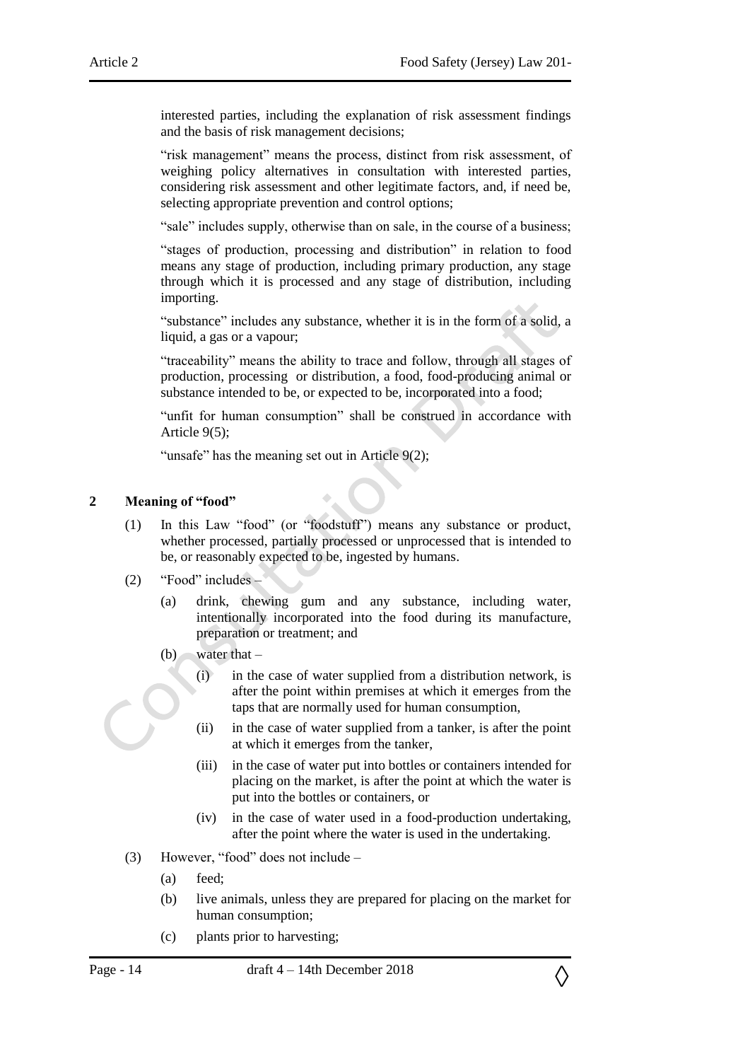interested parties, including the explanation of risk assessment findings and the basis of risk management decisions;

"risk management" means the process, distinct from risk assessment, of weighing policy alternatives in consultation with interested parties, considering risk assessment and other legitimate factors, and, if need be, selecting appropriate prevention and control options;

"sale" includes supply, otherwise than on sale, in the course of a business;

"stages of production, processing and distribution" in relation to food means any stage of production, including primary production, any stage through which it is processed and any stage of distribution, including importing.

"substance" includes any substance, whether it is in the form of a solid, a liquid, a gas or a vapour;

"traceability" means the ability to trace and follow, through all stages of production, processing or distribution, a food, food-producing animal or substance intended to be, or expected to be, incorporated into a food;

"unfit for human consumption" shall be construed in accordance with Article 9(5);

"unsafe" has the meaning set out in Article 9(2);

## 2 Meaning of "food"

(1) In this Law "food" (or "foodstuff") means any substance or product, whether processed, partially processed or unprocessed that is intended to be, or reasonably expected to be, ingested by humans.

(2) "Food" includes –

- (a) drink, chewing gum and any substance, including water, intentionally incorporated into the food during its manufacture, preparation or treatment; and
- (b) water that –
  - (i) in the case of water supplied from a distribution network, is after the point within premises at which it emerges from the taps that are normally used for human consumption,
  - (ii) in the case of water supplied from a tanker, is after the point at which it emerges from the tanker,
  - (iii) in the case of water put into bottles or containers intended for placing on the market, is after the point at which the water is put into the bottles or containers, or
  - (iv) in the case of water used in a food-production undertaking, after the point where the water is used in the undertaking.

(3) However, "food" does not include –

- (a) feed;
- (b) live animals, unless they are prepared for placing on the market for human consumption;
- (c) plants prior to harvesting;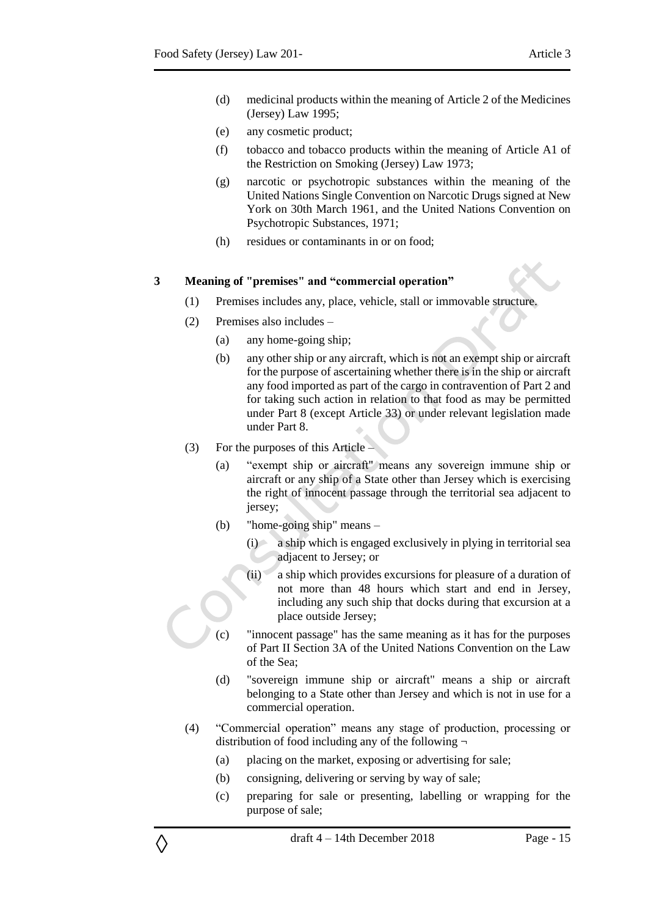(d) medicinal products within the meaning of Article 2 of the Medicines (Jersey) Law 1995;

(e) any cosmetic product;

(f) tobacco and tobacco products within the meaning of Article A1 of the Restriction on Smoking (Jersey) Law 1973;

(g) narcotic or psychotropic substances within the meaning of the United Nations Single Convention on Narcotic Drugs signed at New York on 30th March 1961, and the United Nations Convention on Psychotropic Substances, 1971;

(h) residues or contaminants in or on food;

### 3 Meaning of "premises" and "commercial operation"

(1) Premises includes any, place, vehicle, stall or immovable structure.

(2) Premises also includes –

(a) any home-going ship;

(b) any other ship or any aircraft, which is not an exempt ship or aircraft for the purpose of ascertaining whether there is in the ship or aircraft any food imported as part of the cargo in contravention of Part 2 and for taking such action in relation to that food as may be permitted under Part 8 (except Article 33) or under relevant legislation made under Part 8.

(3) For the purposes of this Article –

(a) "exempt ship or aircraft" means any sovereign immune ship or aircraft or any ship of a State other than Jersey which is exercising the right of innocent passage through the territorial sea adjacent to jersey;

(b) "home-going ship" means –

(i) a ship which is engaged exclusively in plying in territorial sea adjacent to Jersey; or

(ii) a ship which provides excursions for pleasure of a duration of not more than 48 hours which start and end in Jersey, including any such ship that docks during that excursion at a place outside Jersey;

(c) "innocent passage" has the same meaning as it has for the purposes of Part II Section 3A of the United Nations Convention on the Law of the Sea;

(d) "sovereign immune ship or aircraft" means a ship or aircraft belonging to a State other than Jersey and which is not in use for a commercial operation.

(4) "Commercial operation" means any stage of production, processing or distribution of food including any of the following ¬

(a) placing on the market, exposing or advertising for sale;

(b) consigning, delivering or serving by way of sale;

(c) preparing for sale or presenting, labelling or wrapping for the purpose of sale;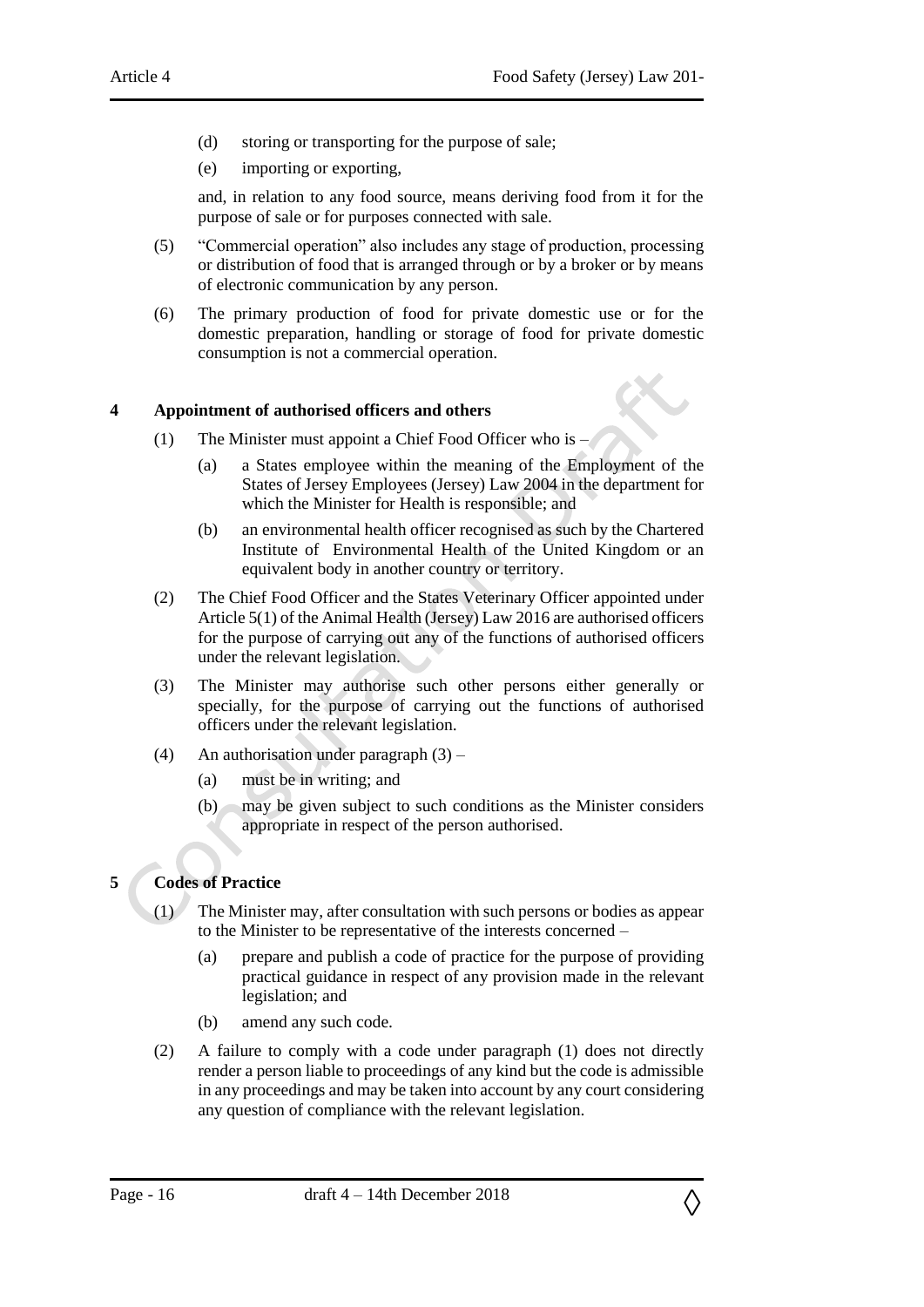(d) storing or transporting for the purpose of sale;

(e) importing or exporting,

and, in relation to any food source, means deriving food from it for the purpose of sale or for purposes connected with sale.

(5) "Commercial operation" also includes any stage of production, processing or distribution of food that is arranged through or by a broker or by means of electronic communication by any person.

(6) The primary production of food for private domestic use or for the domestic preparation, handling or storage of food for private domestic consumption is not a commercial operation.

## 4 Appointment of authorised officers and others

(1) The Minister must appoint a Chief Food Officer who is –

(a) a States employee within the meaning of the Employment of the States of Jersey Employees (Jersey) Law 2004 in the department for which the Minister for Health is responsible; and

(b) an environmental health officer recognised as such by the Chartered Institute of Environmental Health of the United Kingdom or an equivalent body in another country or territory.

(2) The Chief Food Officer and the States Veterinary Officer appointed under Article 5(1) of the Animal Health (Jersey) Law 2016 are authorised officers for the purpose of carrying out any of the functions of authorised officers under the relevant legislation.

(3) The Minister may authorise such other persons either generally or specially, for the purpose of carrying out the functions of authorised officers under the relevant legislation.

(4) An authorisation under paragraph (3) –

(a) must be in writing; and

(b) may be given subject to such conditions as the Minister considers appropriate in respect of the person authorised.

## 5 Codes of Practice

(1) The Minister may, after consultation with such persons or bodies as appear to the Minister to be representative of the interests concerned –

(a) prepare and publish a code of practice for the purpose of providing practical guidance in respect of any provision made in the relevant legislation; and

(b) amend any such code.

(2) A failure to comply with a code under paragraph (1) does not directly render a person liable to proceedings of any kind but the code is admissible in any proceedings and may be taken into account by any court considering any question of compliance with the relevant legislation.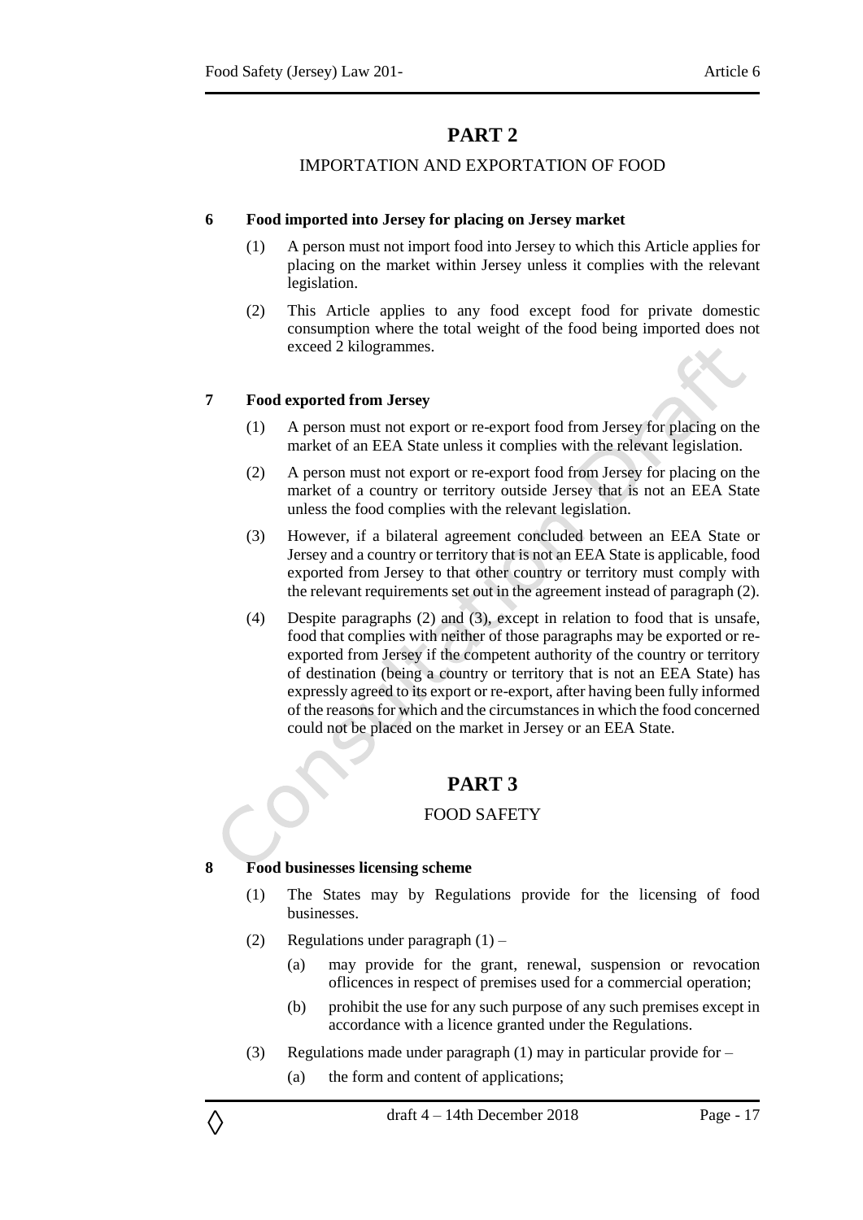# PART 2

## IMPORTATION AND EXPORTATION OF FOOD

### 6 Food imported into Jersey for placing on Jersey market

(1) A person must not import food into Jersey to which this Article applies for placing on the market within Jersey unless it complies with the relevant legislation.

(2) This Article applies to any food except food for private domestic consumption where the total weight of the food being imported does not exceed 2 kilogrammes.

### 7 Food exported from Jersey

(1) A person must not export or re-export food from Jersey for placing on the market of an EEA State unless it complies with the relevant legislation.

(2) A person must not export or re-export food from Jersey for placing on the market of a country or territory outside Jersey that is not an EEA State unless the food complies with the relevant legislation.

(3) However, if a bilateral agreement concluded between an EEA State or Jersey and a country or territory that is not an EEA State is applicable, food exported from Jersey to that other country or territory must comply with the relevant requirements set out in the agreement instead of paragraph (2).

(4) Despite paragraphs (2) and (3), except in relation to food that is unsafe, food that complies with neither of those paragraphs may be exported or re-exported from Jersey if the competent authority of the country or territory of destination (being a country or territory that is not an EEA State) has expressly agreed to its export or re-export, after having been fully informed of the reasons for which and the circumstances in which the food concerned could not be placed on the market in Jersey or an EEA State.

# PART 3

## FOOD SAFETY

### 8 Food businesses licensing scheme

(1) The States may by Regulations provide for the licensing of food businesses.

(2) Regulations under paragraph (1) –

- (a) may provide for the grant, renewal, suspension or revocation oflicences in respect of premises used for a commercial operation;
- (b) prohibit the use for any such purpose of any such premises except in accordance with a licence granted under the Regulations.

(3) Regulations made under paragraph (1) may in particular provide for –

- (a) the form and content of applications;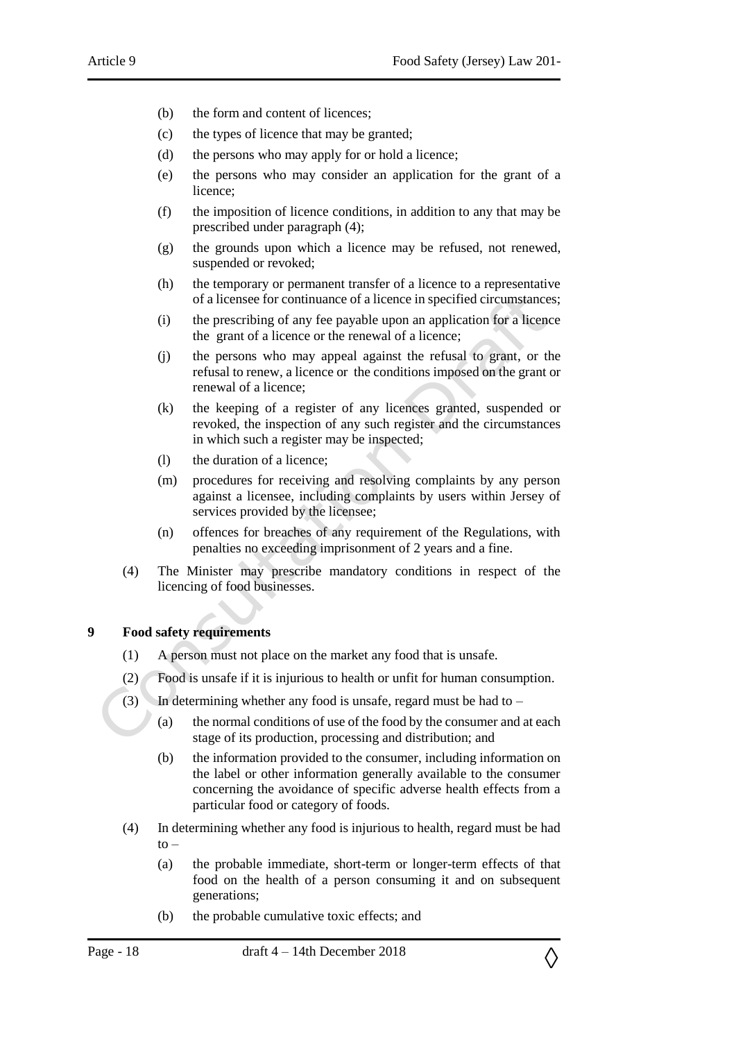(b) the form and content of licences;

(c) the types of licence that may be granted;

(d) the persons who may apply for or hold a licence;

(e) the persons who may consider an application for the grant of a licence;

(f) the imposition of licence conditions, in addition to any that may be prescribed under paragraph (4);

(g) the grounds upon which a licence may be refused, not renewed, suspended or revoked;

(h) the temporary or permanent transfer of a licence to a representative of a licensee for continuance of a licence in specified circumstances;

(i) the prescribing of any fee payable upon an application for a licence the grant of a licence or the renewal of a licence;

(j) the persons who may appeal against the refusal to grant, or the refusal to renew, a licence or the conditions imposed on the grant or renewal of a licence;

(k) the keeping of a register of any licences granted, suspended or revoked, the inspection of any such register and the circumstances in which such a register may be inspected;

(l) the duration of a licence;

(m) procedures for receiving and resolving complaints by any person against a licensee, including complaints by users within Jersey of services provided by the licensee;

(n) offences for breaches of any requirement of the Regulations, with penalties no exceeding imprisonment of 2 years and a fine.

(4) The Minister may prescribe mandatory conditions in respect of the licencing of food businesses.

## 9 Food safety requirements

(1) A person must not place on the market any food that is unsafe.

(2) Food is unsafe if it is injurious to health or unfit for human consumption.

(3) In determining whether any food is unsafe, regard must be had to –

(a) the normal conditions of use of the food by the consumer and at each stage of its production, processing and distribution; and

(b) the information provided to the consumer, including information on the label or other information generally available to the consumer concerning the avoidance of specific adverse health effects from a particular food or category of foods.

(4) In determining whether any food is injurious to health, regard must be had to –

(a) the probable immediate, short-term or longer-term effects of that food on the health of a person consuming it and on subsequent generations;

(b) the probable cumulative toxic effects; and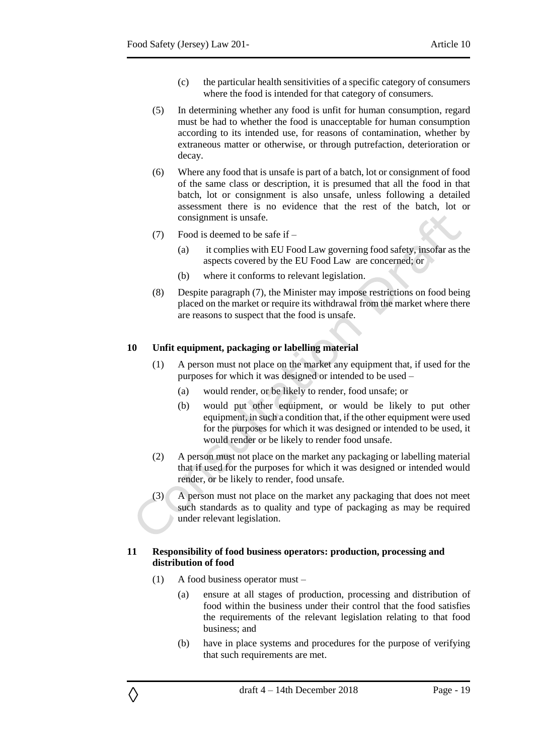(c) the particular health sensitivities of a specific category of consumers where the food is intended for that category of consumers.

(5) In determining whether any food is unfit for human consumption, regard must be had to whether the food is unacceptable for human consumption according to its intended use, for reasons of contamination, whether by extraneous matter or otherwise, or through putrefaction, deterioration or decay.

(6) Where any food that is unsafe is part of a batch, lot or consignment of food of the same class or description, it is presumed that all the food in that batch, lot or consignment is also unsafe, unless following a detailed assessment there is no evidence that the rest of the batch, lot or consignment is unsafe.

(7) Food is deemed to be safe if –

(a) it complies with EU Food Law governing food safety, insofar as the aspects covered by the EU Food Law are concerned; or

(b) where it conforms to relevant legislation.

(8) Despite paragraph (7), the Minister may impose restrictions on food being placed on the market or require its withdrawal from the market where there are reasons to suspect that the food is unsafe.

**10 Unfit equipment, packaging or labelling material**

(1) A person must not place on the market any equipment that, if used for the purposes for which it was designed or intended to be used –

(a) would render, or be likely to render, food unsafe; or

(b) would put other equipment, or would be likely to put other equipment, in such a condition that, if the other equipment were used for the purposes for which it was designed or intended to be used, it would render or be likely to render food unsafe.

(2) A person must not place on the market any packaging or labelling material that if used for the purposes for which it was designed or intended would render, or be likely to render, food unsafe.

(3) A person must not place on the market any packaging that does not meet such standards as to quality and type of packaging as may be required under relevant legislation.

**11 Responsibility of food business operators: production, processing and distribution of food**

(1) A food business operator must –

(a) ensure at all stages of production, processing and distribution of food within the business under their control that the food satisfies the requirements of the relevant legislation relating to that food business; and

(b) have in place systems and procedures for the purpose of verifying that such requirements are met.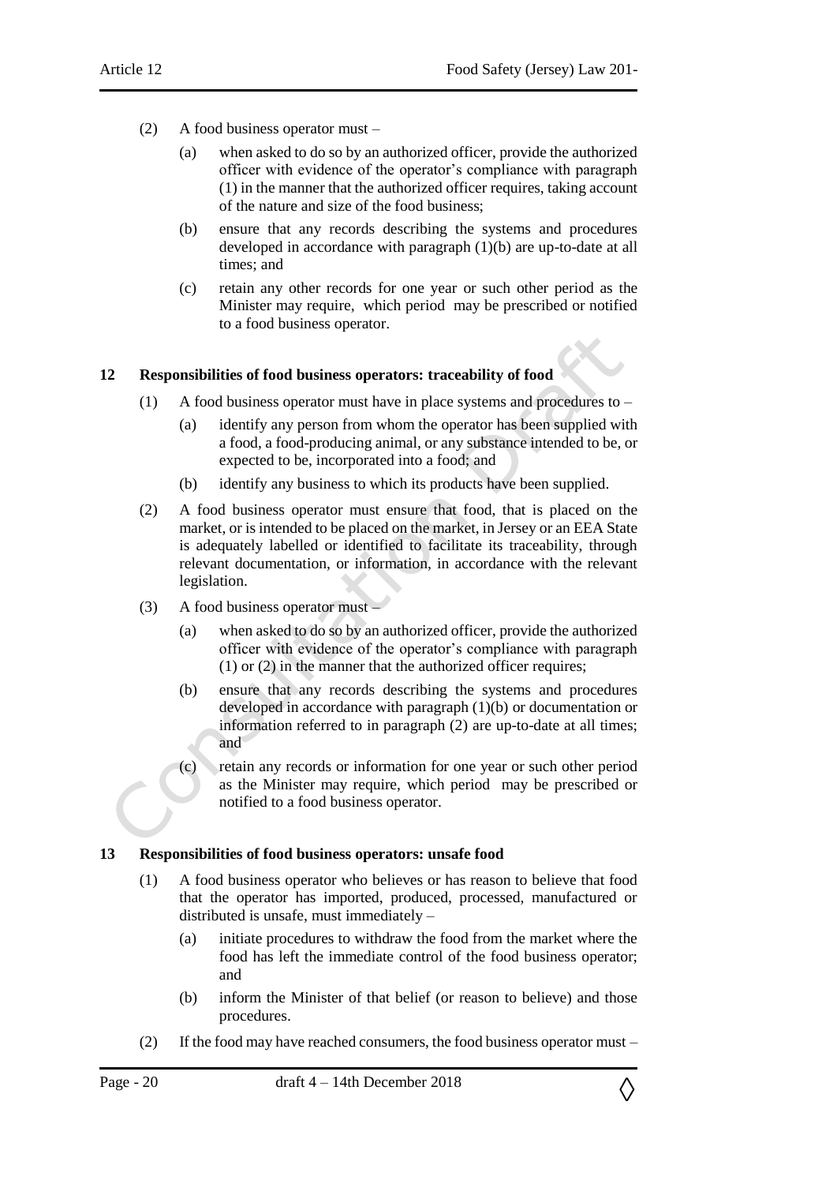(2) A food business operator must –

(a) when asked to do so by an authorized officer, provide the authorized officer with evidence of the operator's compliance with paragraph (1) in the manner that the authorized officer requires, taking account of the nature and size of the food business;

(b) ensure that any records describing the systems and procedures developed in accordance with paragraph (1)(b) are up-to-date at all times; and

(c) retain any other records for one year or such other period as the Minister may require, which period may be prescribed or notified to a food business operator.

### 12 Responsibilities of food business operators: traceability of food

(1) A food business operator must have in place systems and procedures to –

(a) identify any person from whom the operator has been supplied with a food, a food-producing animal, or any substance intended to be, or expected to be, incorporated into a food; and

(b) identify any business to which its products have been supplied.

(2) A food business operator must ensure that food, that is placed on the market, or is intended to be placed on the market, in Jersey or an EEA State is adequately labelled or identified to facilitate its traceability, through relevant documentation, or information, in accordance with the relevant legislation.

(3) A food business operator must –

(a) when asked to do so by an authorized officer, provide the authorized officer with evidence of the operator's compliance with paragraph (1) or (2) in the manner that the authorized officer requires;

(b) ensure that any records describing the systems and procedures developed in accordance with paragraph (1)(b) or documentation or information referred to in paragraph (2) are up-to-date at all times; and

(c) retain any records or information for one year or such other period as the Minister may require, which period may be prescribed or notified to a food business operator.

### 13 Responsibilities of food business operators: unsafe food

(1) A food business operator who believes or has reason to believe that food that the operator has imported, produced, processed, manufactured or distributed is unsafe, must immediately –

(a) initiate procedures to withdraw the food from the market where the food has left the immediate control of the food business operator; and

(b) inform the Minister of that belief (or reason to believe) and those procedures.

(2) If the food may have reached consumers, the food business operator must –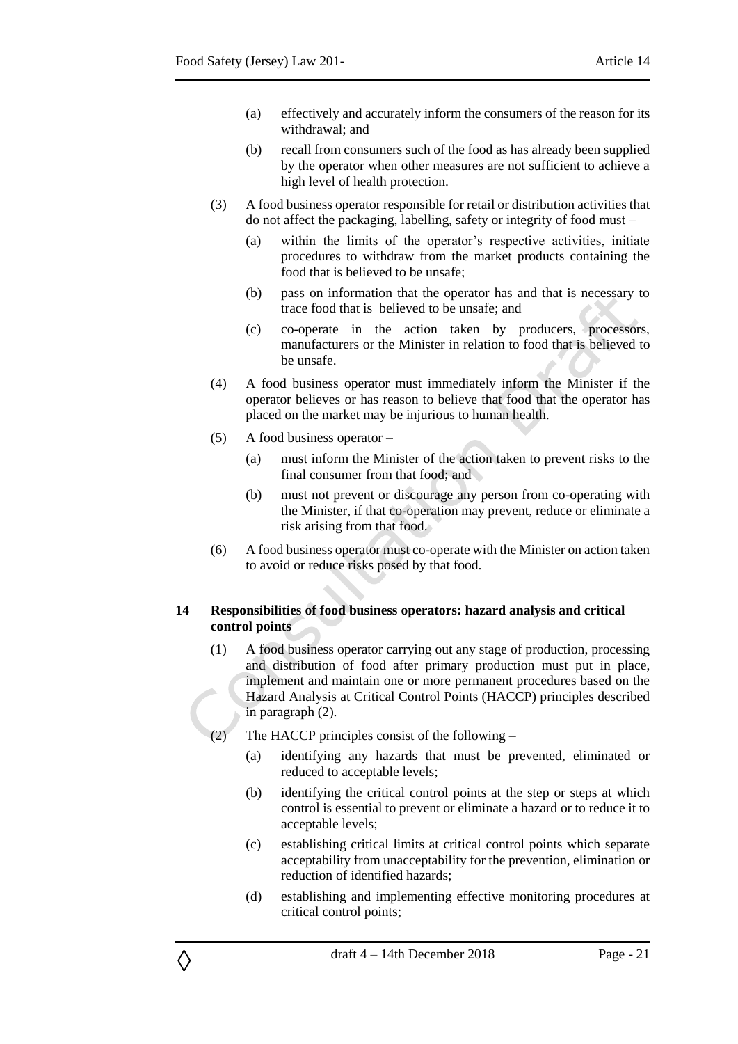(a) effectively and accurately inform the consumers of the reason for its withdrawal; and

(b) recall from consumers such of the food as has already been supplied by the operator when other measures are not sufficient to achieve a high level of health protection.

(3) A food business operator responsible for retail or distribution activities that do not affect the packaging, labelling, safety or integrity of food must –

(a) within the limits of the operator's respective activities, initiate procedures to withdraw from the market products containing the food that is believed to be unsafe;

(b) pass on information that the operator has and that is necessary to trace food that is believed to be unsafe; and

(c) co-operate in the action taken by producers, processors, manufacturers or the Minister in relation to food that is believed to be unsafe.

(4) A food business operator must immediately inform the Minister if the operator believes or has reason to believe that food that the operator has placed on the market may be injurious to human health.

(5) A food business operator –

(a) must inform the Minister of the action taken to prevent risks to the final consumer from that food; and

(b) must not prevent or discourage any person from co-operating with the Minister, if that co-operation may prevent, reduce or eliminate a risk arising from that food.

(6) A food business operator must co-operate with the Minister on action taken to avoid or reduce risks posed by that food.

**14 Responsibilities of food business operators: hazard analysis and critical control points**

(1) A food business operator carrying out any stage of production, processing and distribution of food after primary production must put in place, implement and maintain one or more permanent procedures based on the Hazard Analysis at Critical Control Points (HACCP) principles described in paragraph (2).

(2) The HACCP principles consist of the following –

(a) identifying any hazards that must be prevented, eliminated or reduced to acceptable levels;

(b) identifying the critical control points at the step or steps at which control is essential to prevent or eliminate a hazard or to reduce it to acceptable levels;

(c) establishing critical limits at critical control points which separate acceptability from unacceptability for the prevention, elimination or reduction of identified hazards;

(d) establishing and implementing effective monitoring procedures at critical control points;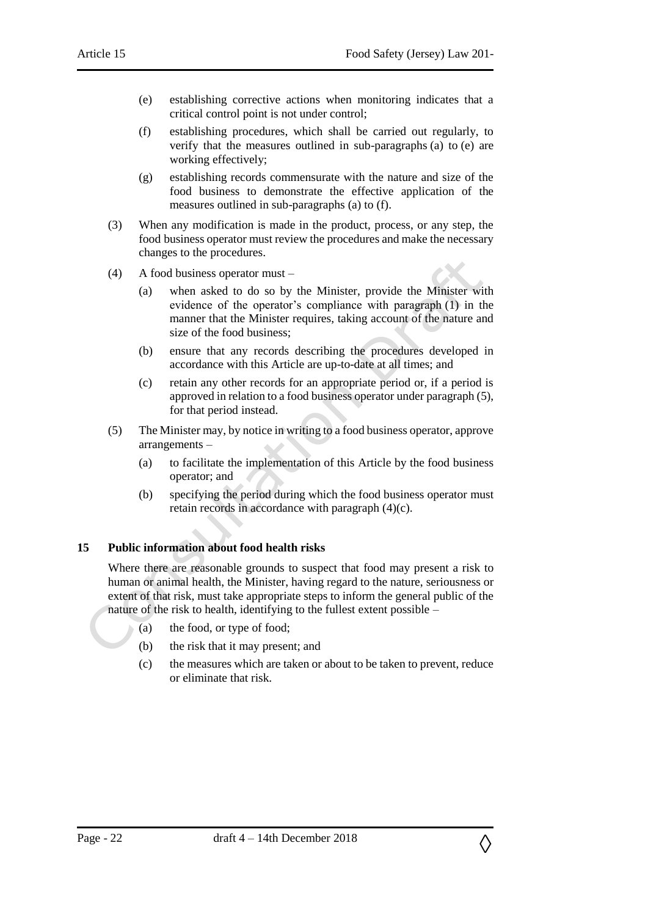(e) establishing corrective actions when monitoring indicates that a critical control point is not under control;

(f) establishing procedures, which shall be carried out regularly, to verify that the measures outlined in sub-paragraphs (a) to (e) are working effectively;

(g) establishing records commensurate with the nature and size of the food business to demonstrate the effective application of the measures outlined in sub-paragraphs (a) to (f).

(3) When any modification is made in the product, process, or any step, the food business operator must review the procedures and make the necessary changes to the procedures.

(4) A food business operator must –

(a) when asked to do so by the Minister, provide the Minister with evidence of the operator's compliance with paragraph (1) in the manner that the Minister requires, taking account of the nature and size of the food business;

(b) ensure that any records describing the procedures developed in accordance with this Article are up-to-date at all times; and

(c) retain any other records for an appropriate period or, if a period is approved in relation to a food business operator under paragraph (5), for that period instead.

(5) The Minister may, by notice in writing to a food business operator, approve arrangements –

(a) to facilitate the implementation of this Article by the food business operator; and

(b) specifying the period during which the food business operator must retain records in accordance with paragraph (4)(c).

## 15 Public information about food health risks

Where there are reasonable grounds to suspect that food may present a risk to human or animal health, the Minister, having regard to the nature, seriousness or extent of that risk, must take appropriate steps to inform the general public of the nature of the risk to health, identifying to the fullest extent possible –

(a) the food, or type of food;

(b) the risk that it may present; and

(c) the measures which are taken or about to be taken to prevent, reduce or eliminate that risk.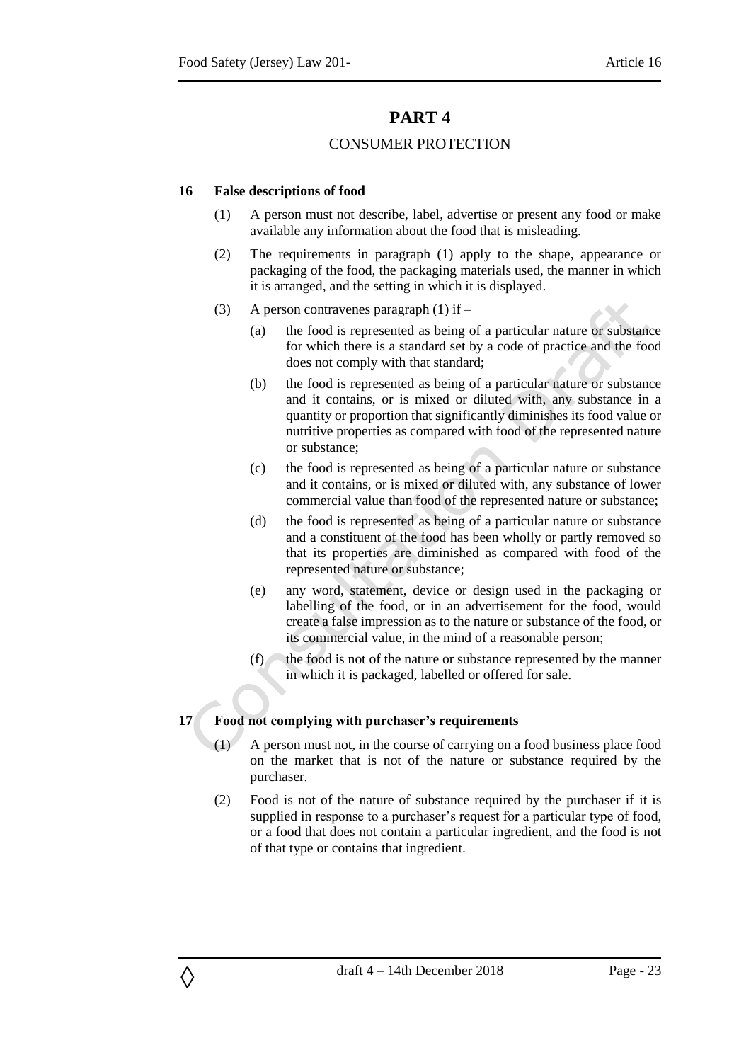# PART 4

## CONSUMER PROTECTION

### 16 False descriptions of food

(1) A person must not describe, label, advertise or present any food or make available any information about the food that is misleading.

(2) The requirements in paragraph (1) apply to the shape, appearance or packaging of the food, the packaging materials used, the manner in which it is arranged, and the setting in which it is displayed.

(3) A person contravenes paragraph (1) if –

(a) the food is represented as being of a particular nature or substance for which there is a standard set by a code of practice and the food does not comply with that standard;

(b) the food is represented as being of a particular nature or substance and it contains, or is mixed or diluted with, any substance in a quantity or proportion that significantly diminishes its food value or nutritive properties as compared with food of the represented nature or substance;

(c) the food is represented as being of a particular nature or substance and it contains, or is mixed or diluted with, any substance of lower commercial value than food of the represented nature or substance;

(d) the food is represented as being of a particular nature or substance and a constituent of the food has been wholly or partly removed so that its properties are diminished as compared with food of the represented nature or substance;

(e) any word, statement, device or design used in the packaging or labelling of the food, or in an advertisement for the food, would create a false impression as to the nature or substance of the food, or its commercial value, in the mind of a reasonable person;

(f) the food is not of the nature or substance represented by the manner in which it is packaged, labelled or offered for sale.

### 17 Food not complying with purchaser's requirements

(1) A person must not, in the course of carrying on a food business place food on the market that is not of the nature or substance required by the purchaser.

(2) Food is not of the nature of substance required by the purchaser if it is supplied in response to a purchaser's request for a particular type of food, or a food that does not contain a particular ingredient, and the food is not of that type or contains that ingredient.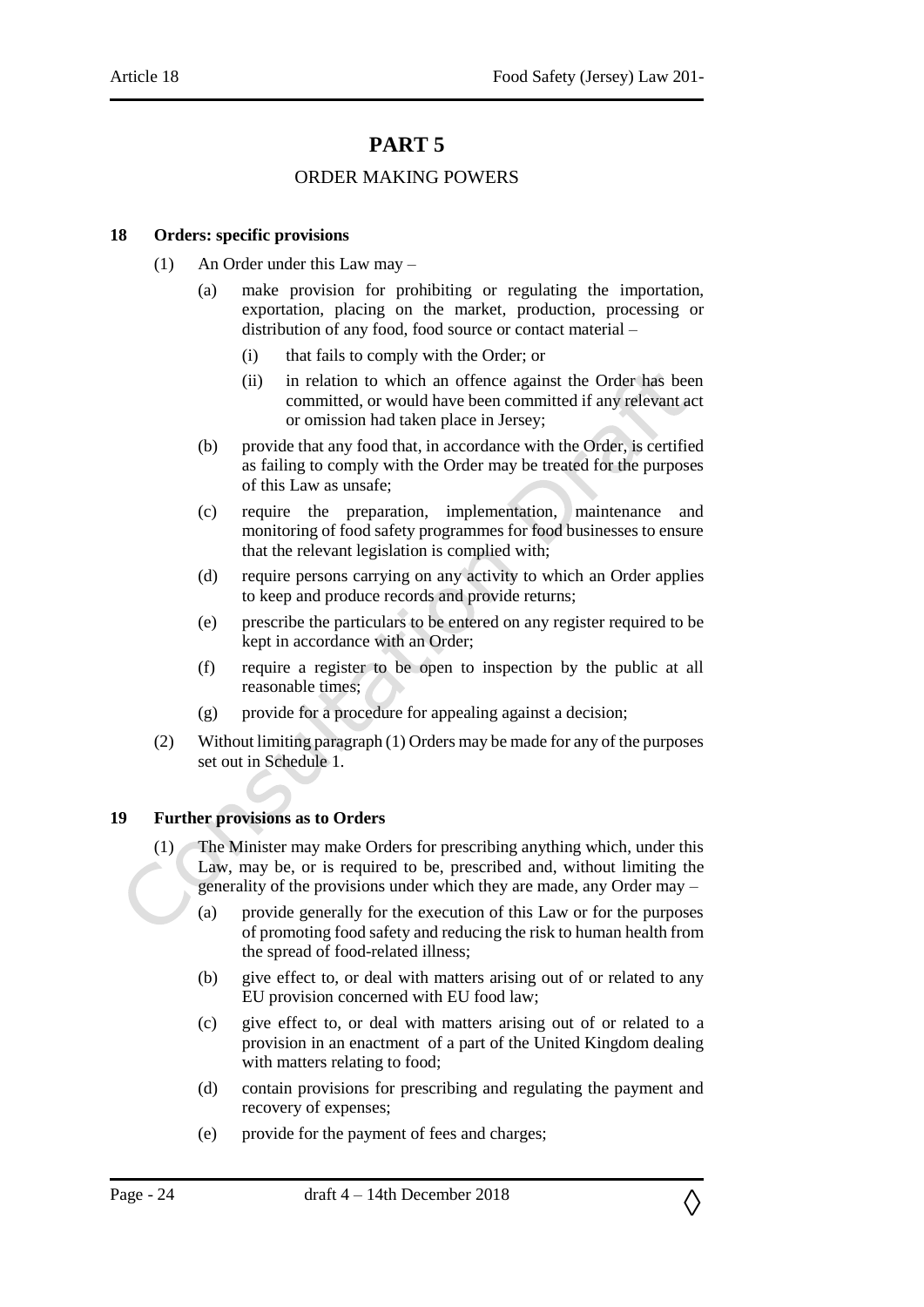# PART 5

## ORDER MAKING POWERS

### 18 Orders: specific provisions

(1) An Order under this Law may –

(a) make provision for prohibiting or regulating the importation, exportation, placing on the market, production, processing or distribution of any food, food source or contact material –

(i) that fails to comply with the Order; or

(ii) in relation to which an offence against the Order has been committed, or would have been committed if any relevant act or omission had taken place in Jersey;

(b) provide that any food that, in accordance with the Order, is certified as failing to comply with the Order may be treated for the purposes of this Law as unsafe;

(c) require the preparation, implementation, maintenance and monitoring of food safety programmes for food businesses to ensure that the relevant legislation is complied with;

(d) require persons carrying on any activity to which an Order applies to keep and produce records and provide returns;

(e) prescribe the particulars to be entered on any register required to be kept in accordance with an Order;

(f) require a register to be open to inspection by the public at all reasonable times;

(g) provide for a procedure for appealing against a decision;

(2) Without limiting paragraph (1) Orders may be made for any of the purposes set out in Schedule 1.

### 19 Further provisions as to Orders

(1) The Minister may make Orders for prescribing anything which, under this Law, may be, or is required to be, prescribed and, without limiting the generality of the provisions under which they are made, any Order may –

(a) provide generally for the execution of this Law or for the purposes of promoting food safety and reducing the risk to human health from the spread of food-related illness;

(b) give effect to, or deal with matters arising out of or related to any EU provision concerned with EU food law;

(c) give effect to, or deal with matters arising out of or related to a provision in an enactment of a part of the United Kingdom dealing with matters relating to food;

(d) contain provisions for prescribing and regulating the payment and recovery of expenses;

(e) provide for the payment of fees and charges;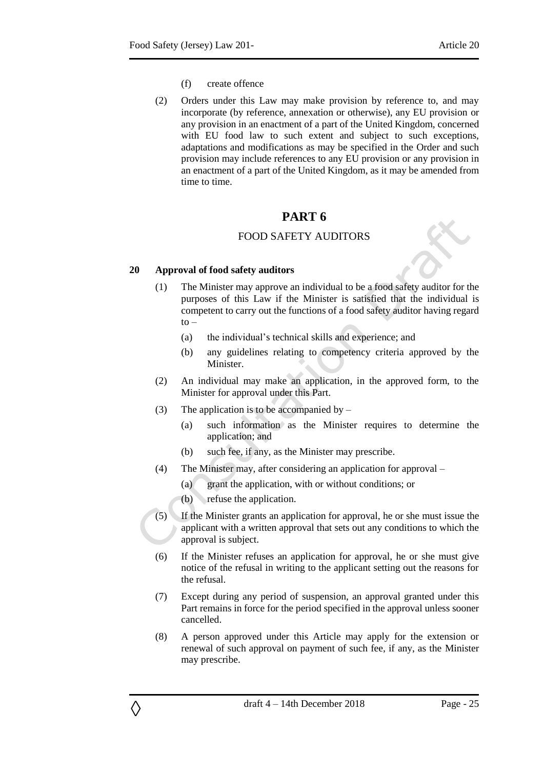(f) create offence

(2) Orders under this Law may make provision by reference to, and may incorporate (by reference, annexation or otherwise), any EU provision or any provision in an enactment of a part of the United Kingdom, concerned with EU food law to such extent and subject to such exceptions, adaptations and modifications as may be specified in the Order and such provision may include references to any EU provision or any provision in an enactment of a part of the United Kingdom, as it may be amended from time to time.

# PART 6

## FOOD SAFETY AUDITORS

### 20 Approval of food safety auditors

(1) The Minister may approve an individual to be a food safety auditor for the purposes of this Law if the Minister is satisfied that the individual is competent to carry out the functions of a food safety auditor having regard to –

(a) the individual's technical skills and experience; and

(b) any guidelines relating to competency criteria approved by the Minister.

(2) An individual may make an application, in the approved form, to the Minister for approval under this Part.

(3) The application is to be accompanied by –

(a) such information as the Minister requires to determine the application; and

(b) such fee, if any, as the Minister may prescribe.

(4) The Minister may, after considering an application for approval –

(a) grant the application, with or without conditions; or

(b) refuse the application.

(5) If the Minister grants an application for approval, he or she must issue the applicant with a written approval that sets out any conditions to which the approval is subject.

(6) If the Minister refuses an application for approval, he or she must give notice of the refusal in writing to the applicant setting out the reasons for the refusal.

(7) Except during any period of suspension, an approval granted under this Part remains in force for the period specified in the approval unless sooner cancelled.

(8) A person approved under this Article may apply for the extension or renewal of such approval on payment of such fee, if any, as the Minister may prescribe.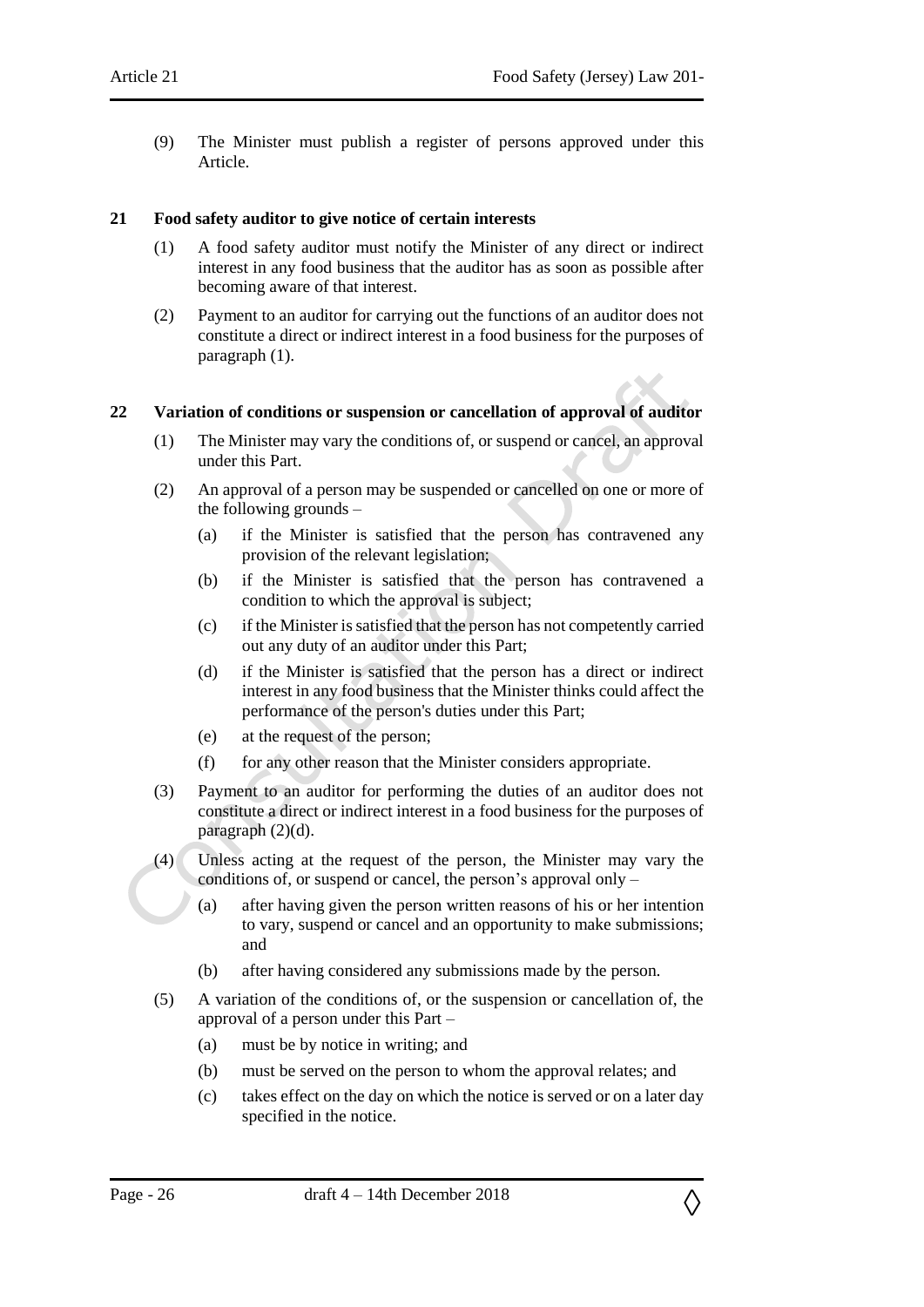(9) The Minister must publish a register of persons approved under this Article.

## 21 Food safety auditor to give notice of certain interests

(1) A food safety auditor must notify the Minister of any direct or indirect interest in any food business that the auditor has as soon as possible after becoming aware of that interest.

(2) Payment to an auditor for carrying out the functions of an auditor does not constitute a direct or indirect interest in a food business for the purposes of paragraph (1).

## 22 Variation of conditions or suspension or cancellation of approval of auditor

(1) The Minister may vary the conditions of, or suspend or cancel, an approval under this Part.

(2) An approval of a person may be suspended or cancelled on one or more of the following grounds –

- (a) if the Minister is satisfied that the person has contravened any provision of the relevant legislation;
- (b) if the Minister is satisfied that the person has contravened a condition to which the approval is subject;
- (c) if the Minister is satisfied that the person has not competently carried out any duty of an auditor under this Part;
- (d) if the Minister is satisfied that the person has a direct or indirect interest in any food business that the Minister thinks could affect the performance of the person's duties under this Part;
- (e) at the request of the person;
- (f) for any other reason that the Minister considers appropriate.

(3) Payment to an auditor for performing the duties of an auditor does not constitute a direct or indirect interest in a food business for the purposes of paragraph (2)(d).

(4) Unless acting at the request of the person, the Minister may vary the conditions of, or suspend or cancel, the person's approval only –

- (a) after having given the person written reasons of his or her intention to vary, suspend or cancel and an opportunity to make submissions; and
- (b) after having considered any submissions made by the person.

(5) A variation of the conditions of, or the suspension or cancellation of, the approval of a person under this Part –

- (a) must be by notice in writing; and
- (b) must be served on the person to whom the approval relates; and
- (c) takes effect on the day on which the notice is served or on a later day specified in the notice.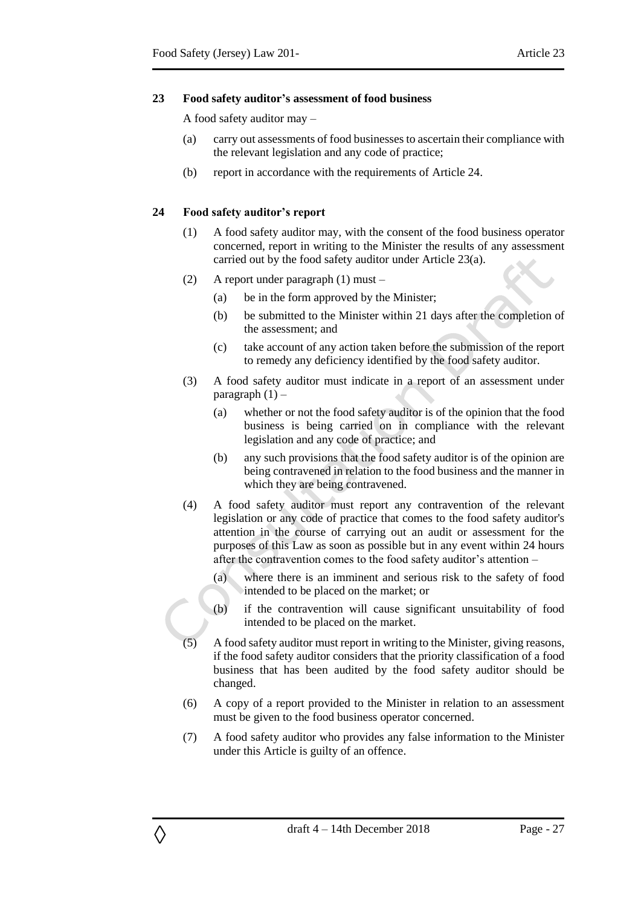### 23 Food safety auditor's assessment of food business

A food safety auditor may –

(a) carry out assessments of food businesses to ascertain their compliance with the relevant legislation and any code of practice;

(b) report in accordance with the requirements of Article 24.

### 24 Food safety auditor's report

(1) A food safety auditor may, with the consent of the food business operator concerned, report in writing to the Minister the results of any assessment carried out by the food safety auditor under Article 23(a).

(2) A report under paragraph (1) must –

(a) be in the form approved by the Minister;

(b) be submitted to the Minister within 21 days after the completion of the assessment; and

(c) take account of any action taken before the submission of the report to remedy any deficiency identified by the food safety auditor.

(3) A food safety auditor must indicate in a report of an assessment under paragraph (1) –

(a) whether or not the food safety auditor is of the opinion that the food business is being carried on in compliance with the relevant legislation and any code of practice; and

(b) any such provisions that the food safety auditor is of the opinion are being contravened in relation to the food business and the manner in which they are being contravened.

(4) A food safety auditor must report any contravention of the relevant legislation or any code of practice that comes to the food safety auditor's attention in the course of carrying out an audit or assessment for the purposes of this Law as soon as possible but in any event within 24 hours after the contravention comes to the food safety auditor's attention –

(a) where there is an imminent and serious risk to the safety of food intended to be placed on the market; or

(b) if the contravention will cause significant unsuitability of food intended to be placed on the market.

(5) A food safety auditor must report in writing to the Minister, giving reasons, if the food safety auditor considers that the priority classification of a food business that has been audited by the food safety auditor should be changed.

(6) A copy of a report provided to the Minister in relation to an assessment must be given to the food business operator concerned.

(7) A food safety auditor who provides any false information to the Minister under this Article is guilty of an offence.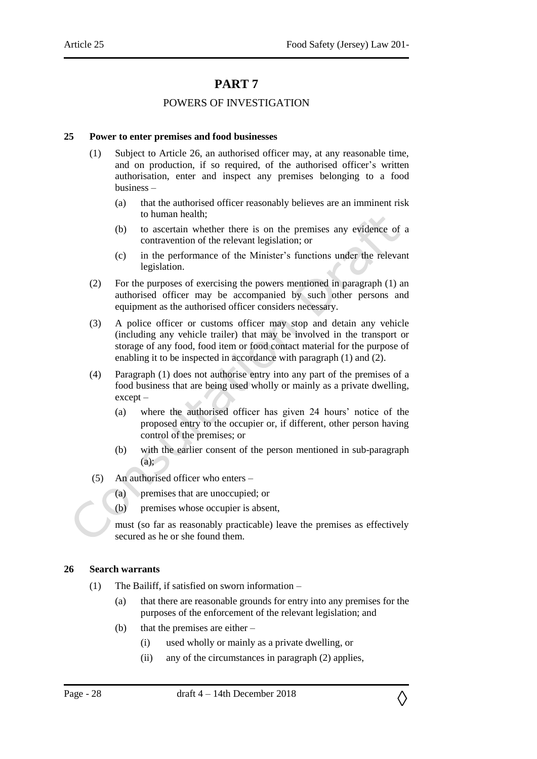# PART 7

## POWERS OF INVESTIGATION

### 25 Power to enter premises and food businesses

(1) Subject to Article 26, an authorised officer may, at any reasonable time, and on production, if so required, of the authorised officer's written authorisation, enter and inspect any premises belonging to a food business –

   (a) that the authorised officer reasonably believes are an imminent risk to human health;

   (b) to ascertain whether there is on the premises any evidence of a contravention of the relevant legislation; or

   (c) in the performance of the Minister's functions under the relevant legislation.

(2) For the purposes of exercising the powers mentioned in paragraph (1) an authorised officer may be accompanied by such other persons and equipment as the authorised officer considers necessary.

(3) A police officer or customs officer may stop and detain any vehicle (including any vehicle trailer) that may be involved in the transport or storage of any food, food item or food contact material for the purpose of enabling it to be inspected in accordance with paragraph (1) and (2).

(4) Paragraph (1) does not authorise entry into any part of the premises of a food business that are being used wholly or mainly as a private dwelling, except –

   (a) where the authorised officer has given 24 hours' notice of the proposed entry to the occupier or, if different, other person having control of the premises; or

   (b) with the earlier consent of the person mentioned in sub-paragraph (a);

(5) An authorised officer who enters –

   (a) premises that are unoccupied; or

   (b) premises whose occupier is absent,

   must (so far as reasonably practicable) leave the premises as effectively secured as he or she found them.

### 26 Search warrants

(1) The Bailiff, if satisfied on sworn information –

   (a) that there are reasonable grounds for entry into any premises for the purposes of the enforcement of the relevant legislation; and

   (b) that the premises are either –

      (i) used wholly or mainly as a private dwelling, or

      (ii) any of the circumstances in paragraph (2) applies,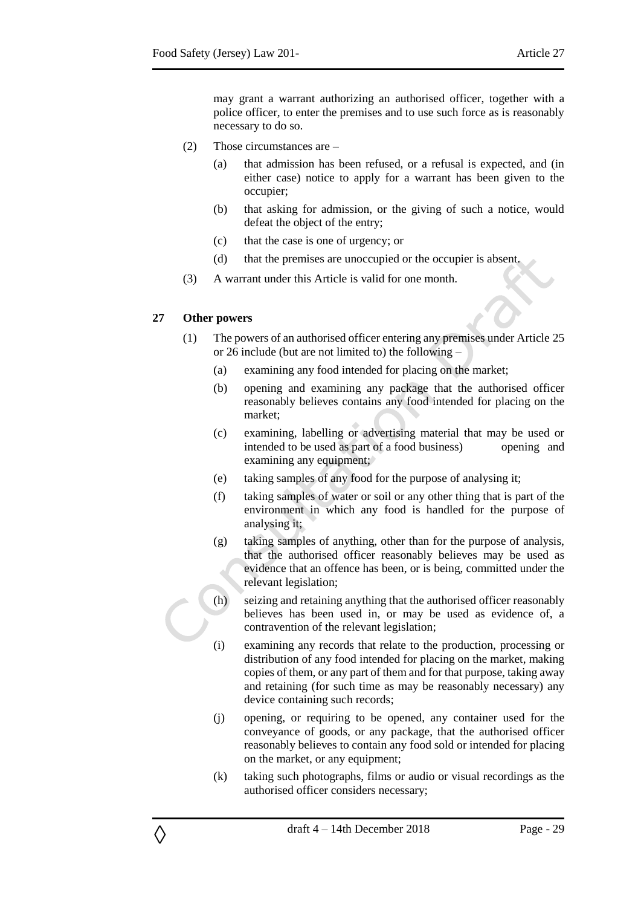may grant a warrant authorizing an authorised officer, together with a police officer, to enter the premises and to use such force as is reasonably necessary to do so.

(2) Those circumstances are –

(a) that admission has been refused, or a refusal is expected, and (in either case) notice to apply for a warrant has been given to the occupier;

(b) that asking for admission, or the giving of such a notice, would defeat the object of the entry;

(c) that the case is one of urgency; or

(d) that the premises are unoccupied or the occupier is absent.

(3) A warrant under this Article is valid for one month.

**27 Other powers**

(1) The powers of an authorised officer entering any premises under Article 25 or 26 include (but are not limited to) the following –

(a) examining any food intended for placing on the market;

(b) opening and examining any package that the authorised officer reasonably believes contains any food intended for placing on the market;

(c) examining, labelling or advertising material that may be used or intended to be used as part of a food business) opening and examining any equipment;

(e) taking samples of any food for the purpose of analysing it;

(f) taking samples of water or soil or any other thing that is part of the environment in which any food is handled for the purpose of analysing it;

(g) taking samples of anything, other than for the purpose of analysis, that the authorised officer reasonably believes may be used as evidence that an offence has been, or is being, committed under the relevant legislation;

(h) seizing and retaining anything that the authorised officer reasonably believes has been used in, or may be used as evidence of, a contravention of the relevant legislation;

(i) examining any records that relate to the production, processing or distribution of any food intended for placing on the market, making copies of them, or any part of them and for that purpose, taking away and retaining (for such time as may be reasonably necessary) any device containing such records;

(j) opening, or requiring to be opened, any container used for the conveyance of goods, or any package, that the authorised officer reasonably believes to contain any food sold or intended for placing on the market, or any equipment;

(k) taking such photographs, films or audio or visual recordings as the authorised officer considers necessary;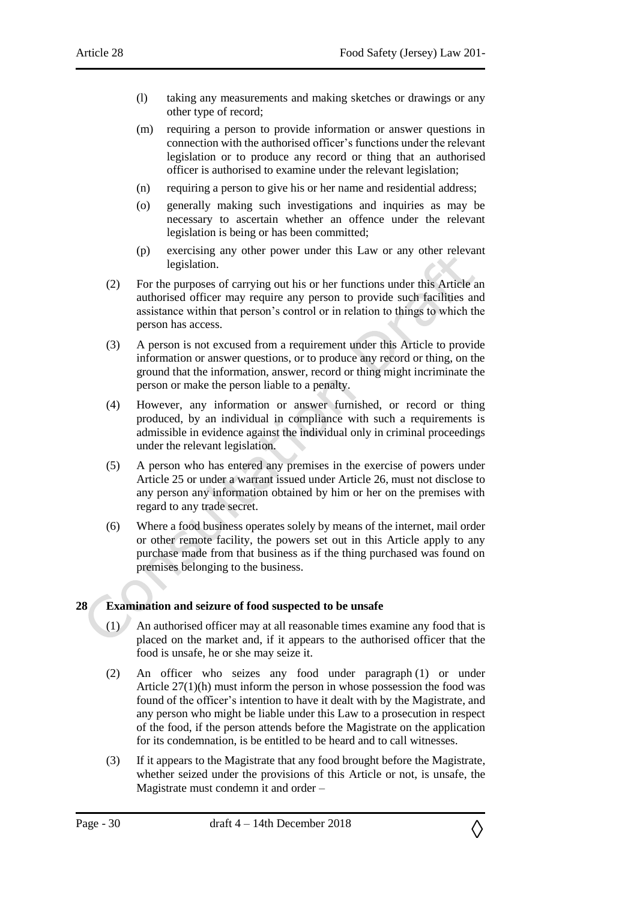(l) taking any measurements and making sketches or drawings or any other type of record;

(m) requiring a person to provide information or answer questions in connection with the authorised officer's functions under the relevant legislation or to produce any record or thing that an authorised officer is authorised to examine under the relevant legislation;

(n) requiring a person to give his or her name and residential address;

(o) generally making such investigations and inquiries as may be necessary to ascertain whether an offence under the relevant legislation is being or has been committed;

(p) exercising any other power under this Law or any other relevant legislation.

(2) For the purposes of carrying out his or her functions under this Article an authorised officer may require any person to provide such facilities and assistance within that person's control or in relation to things to which the person has access.

(3) A person is not excused from a requirement under this Article to provide information or answer questions, or to produce any record or thing, on the ground that the information, answer, record or thing might incriminate the person or make the person liable to a penalty.

(4) However, any information or answer furnished, or record or thing produced, by an individual in compliance with such a requirements is admissible in evidence against the individual only in criminal proceedings under the relevant legislation.

(5) A person who has entered any premises in the exercise of powers under Article 25 or under a warrant issued under Article 26, must not disclose to any person any information obtained by him or her on the premises with regard to any trade secret.

(6) Where a food business operates solely by means of the internet, mail order or other remote facility, the powers set out in this Article apply to any purchase made from that business as if the thing purchased was found on premises belonging to the business.

## 28 Examination and seizure of food suspected to be unsafe

(1) An authorised officer may at all reasonable times examine any food that is placed on the market and, if it appears to the authorised officer that the food is unsafe, he or she may seize it.

(2) An officer who seizes any food under paragraph (1) or under Article 27(1)(h) must inform the person in whose possession the food was found of the officer's intention to have it dealt with by the Magistrate, and any person who might be liable under this Law to a prosecution in respect of the food, if the person attends before the Magistrate on the application for its condemnation, is be entitled to be heard and to call witnesses.

(3) If it appears to the Magistrate that any food brought before the Magistrate, whether seized under the provisions of this Article or not, is unsafe, the Magistrate must condemn it and order –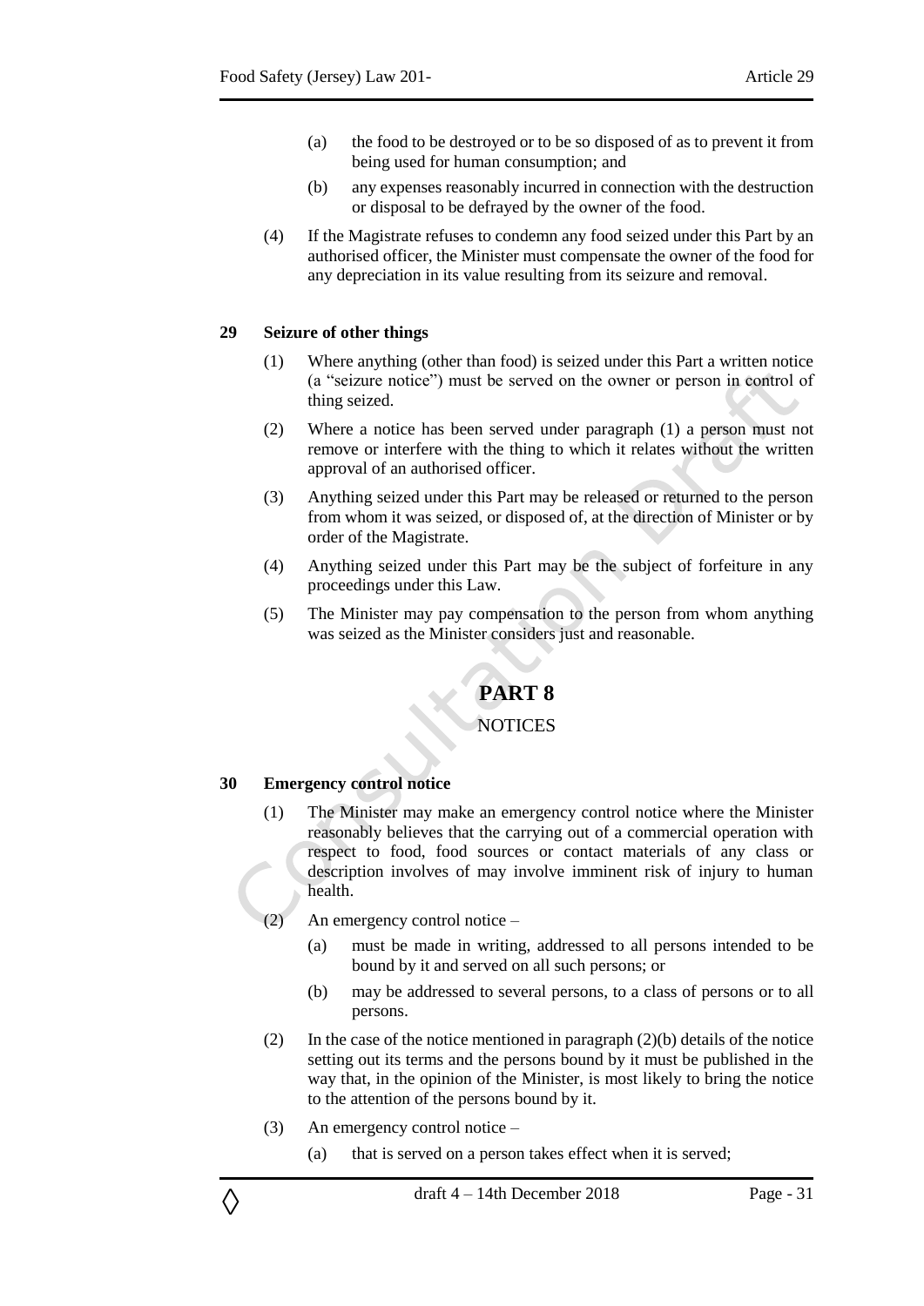(a) the food to be destroyed or to be so disposed of as to prevent it from being used for human consumption; and

(b) any expenses reasonably incurred in connection with the destruction or disposal to be defrayed by the owner of the food.

(4) If the Magistrate refuses to condemn any food seized under this Part by an authorised officer, the Minister must compensate the owner of the food for any depreciation in its value resulting from its seizure and removal.

**29 Seizure of other things**

(1) Where anything (other than food) is seized under this Part a written notice (a "seizure notice") must be served on the owner or person in control of thing seized.

(2) Where a notice has been served under paragraph (1) a person must not remove or interfere with the thing to which it relates without the written approval of an authorised officer.

(3) Anything seized under this Part may be released or returned to the person from whom it was seized, or disposed of, at the direction of Minister or by order of the Magistrate.

(4) Anything seized under this Part may be the subject of forfeiture in any proceedings under this Law.

(5) The Minister may pay compensation to the person from whom anything was seized as the Minister considers just and reasonable.

# PART 8

## NOTICES

**30 Emergency control notice**

(1) The Minister may make an emergency control notice where the Minister reasonably believes that the carrying out of a commercial operation with respect to food, food sources or contact materials of any class or description involves of may involve imminent risk of injury to human health.

(2) An emergency control notice –

(a) must be made in writing, addressed to all persons intended to be bound by it and served on all such persons; or

(b) may be addressed to several persons, to a class of persons or to all persons.

(2) In the case of the notice mentioned in paragraph (2)(b) details of the notice setting out its terms and the persons bound by it must be published in the way that, in the opinion of the Minister, is most likely to bring the notice to the attention of the persons bound by it.

(3) An emergency control notice –

(a) that is served on a person takes effect when it is served;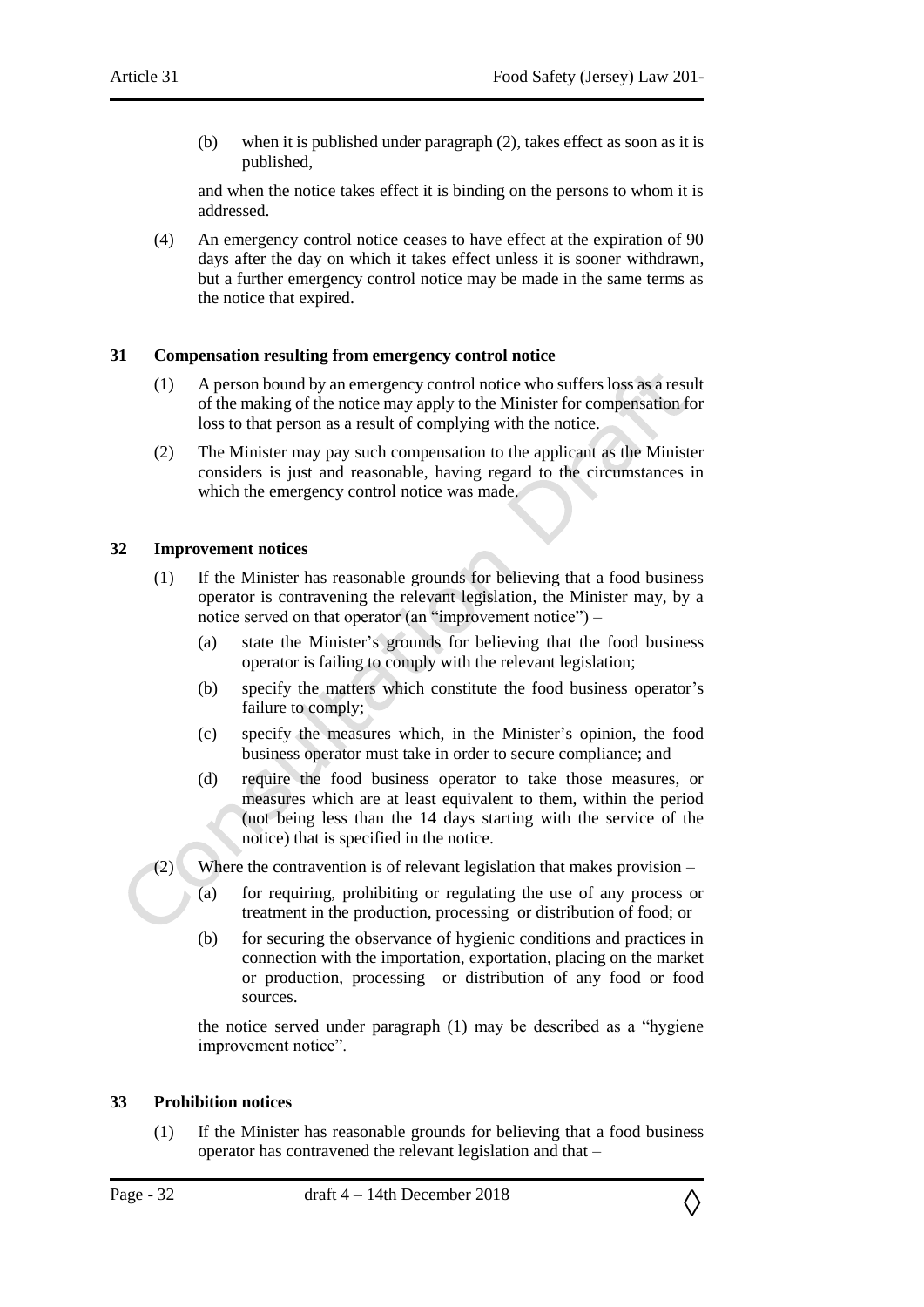(b) when it is published under paragraph (2), takes effect as soon as it is published,

and when the notice takes effect it is binding on the persons to whom it is addressed.

(4) An emergency control notice ceases to have effect at the expiration of 90 days after the day on which it takes effect unless it is sooner withdrawn, but a further emergency control notice may be made in the same terms as the notice that expired.

## 31 Compensation resulting from emergency control notice

(1) A person bound by an emergency control notice who suffers loss as a result of the making of the notice may apply to the Minister for compensation for loss to that person as a result of complying with the notice.

(2) The Minister may pay such compensation to the applicant as the Minister considers is just and reasonable, having regard to the circumstances in which the emergency control notice was made.

## 32 Improvement notices

(1) If the Minister has reasonable grounds for believing that a food business operator is contravening the relevant legislation, the Minister may, by a notice served on that operator (an "improvement notice") –

(a) state the Minister's grounds for believing that the food business operator is failing to comply with the relevant legislation;

(b) specify the matters which constitute the food business operator's failure to comply;

(c) specify the measures which, in the Minister's opinion, the food business operator must take in order to secure compliance; and

(d) require the food business operator to take those measures, or measures which are at least equivalent to them, within the period (not being less than the 14 days starting with the service of the notice) that is specified in the notice.

(2) Where the contravention is of relevant legislation that makes provision –

(a) for requiring, prohibiting or regulating the use of any process or treatment in the production, processing or distribution of food; or

(b) for securing the observance of hygienic conditions and practices in connection with the importation, exportation, placing on the market or production, processing or distribution of any food or food sources.

the notice served under paragraph (1) may be described as a "hygiene improvement notice".

## 33 Prohibition notices

(1) If the Minister has reasonable grounds for believing that a food business operator has contravened the relevant legislation and that –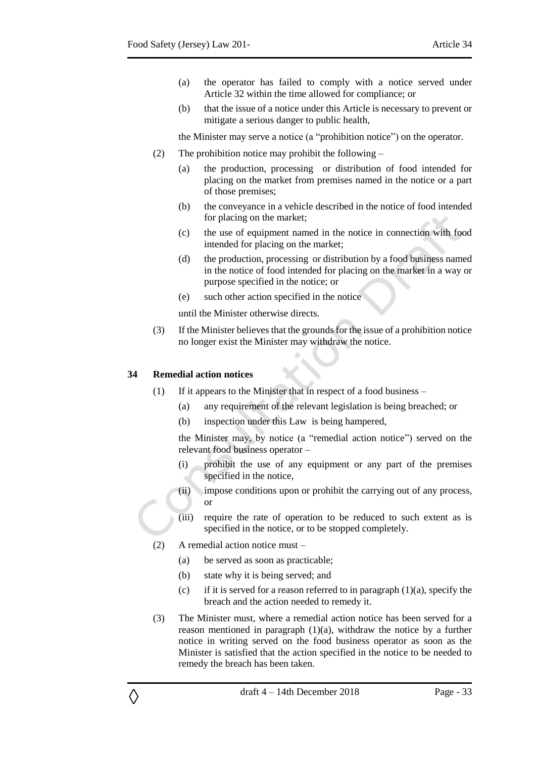(a) the operator has failed to comply with a notice served under Article 32 within the time allowed for compliance; or

(b) that the issue of a notice under this Article is necessary to prevent or mitigate a serious danger to public health,

the Minister may serve a notice (a "prohibition notice") on the operator.

(2) The prohibition notice may prohibit the following –

(a) the production, processing or distribution of food intended for placing on the market from premises named in the notice or a part of those premises;

(b) the conveyance in a vehicle described in the notice of food intended for placing on the market;

(c) the use of equipment named in the notice in connection with food intended for placing on the market;

(d) the production, processing or distribution by a food business named in the notice of food intended for placing on the market in a way or purpose specified in the notice; or

(e) such other action specified in the notice

until the Minister otherwise directs.

(3) If the Minister believes that the grounds for the issue of a prohibition notice no longer exist the Minister may withdraw the notice.

### 34 Remedial action notices

(1) If it appears to the Minister that in respect of a food business –

(a) any requirement of the relevant legislation is being breached; or

(b) inspection under this Law is being hampered,

the Minister may, by notice (a "remedial action notice") served on the relevant food business operator –

(i) prohibit the use of any equipment or any part of the premises specified in the notice,

(ii) impose conditions upon or prohibit the carrying out of any process, or

(iii) require the rate of operation to be reduced to such extent as is specified in the notice, or to be stopped completely.

(2) A remedial action notice must –

(a) be served as soon as practicable;

(b) state why it is being served; and

(c) if it is served for a reason referred to in paragraph (1)(a), specify the breach and the action needed to remedy it.

(3) The Minister must, where a remedial action notice has been served for a reason mentioned in paragraph (1)(a), withdraw the notice by a further notice in writing served on the food business operator as soon as the Minister is satisfied that the action specified in the notice to be needed to remedy the breach has been taken.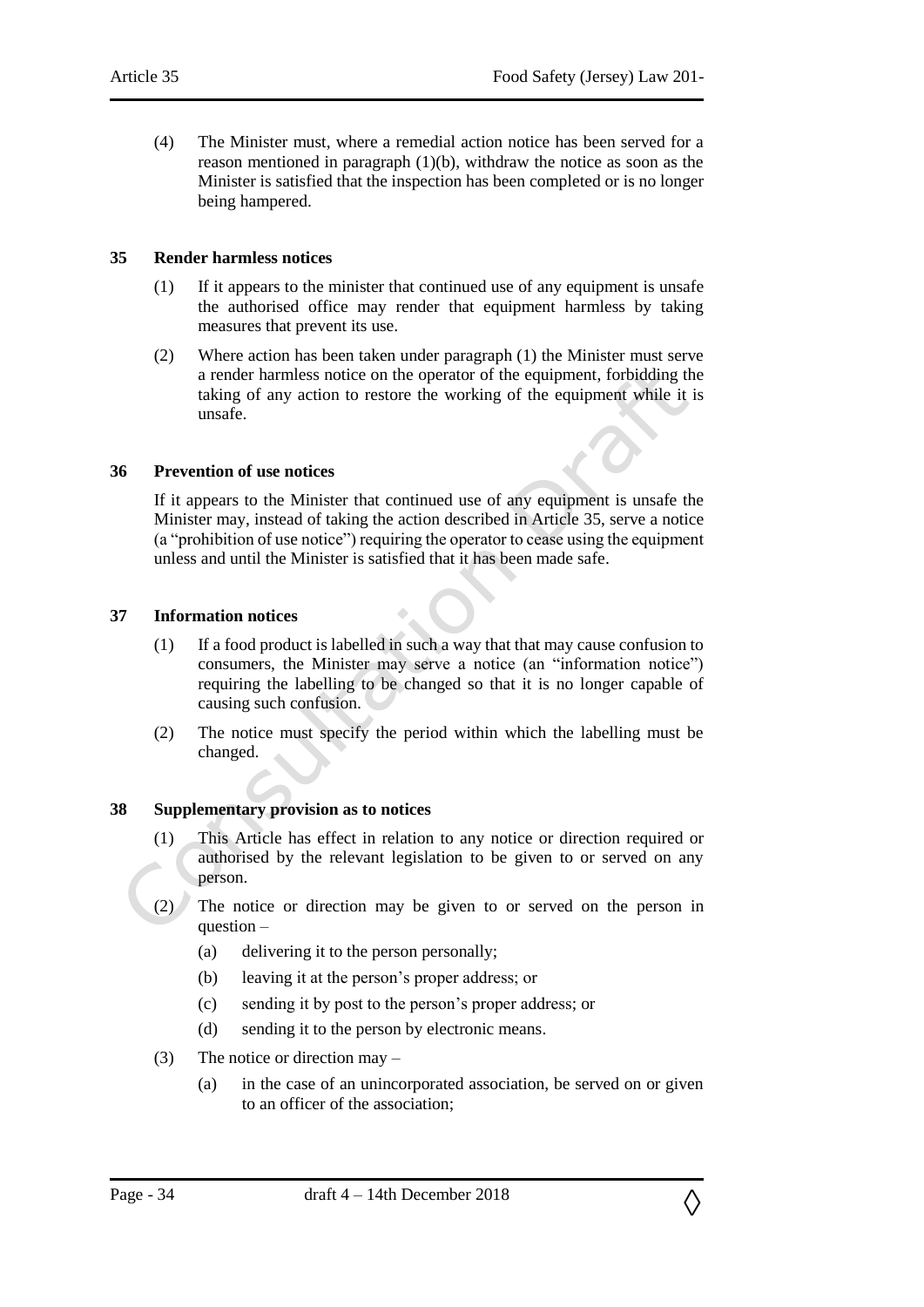(4) The Minister must, where a remedial action notice has been served for a reason mentioned in paragraph (1)(b), withdraw the notice as soon as the Minister is satisfied that the inspection has been completed or is no longer being hampered.

### 35 Render harmless notices

(1) If it appears to the minister that continued use of any equipment is unsafe the authorised office may render that equipment harmless by taking measures that prevent its use.

(2) Where action has been taken under paragraph (1) the Minister must serve a render harmless notice on the operator of the equipment, forbidding the taking of any action to restore the working of the equipment while it is unsafe.

### 36 Prevention of use notices

If it appears to the Minister that continued use of any equipment is unsafe the Minister may, instead of taking the action described in Article 35, serve a notice (a "prohibition of use notice") requiring the operator to cease using the equipment unless and until the Minister is satisfied that it has been made safe.

### 37 Information notices

(1) If a food product is labelled in such a way that that may cause confusion to consumers, the Minister may serve a notice (an "information notice") requiring the labelling to be changed so that it is no longer capable of causing such confusion.

(2) The notice must specify the period within which the labelling must be changed.

### 38 Supplementary provision as to notices

(1) This Article has effect in relation to any notice or direction required or authorised by the relevant legislation to be given to or served on any person.

(2) The notice or direction may be given to or served on the person in question –

- (a) delivering it to the person personally;
- (b) leaving it at the person's proper address; or
- (c) sending it by post to the person's proper address; or
- (d) sending it to the person by electronic means.

(3) The notice or direction may –

- (a) in the case of an unincorporated association, be served on or given to an officer of the association;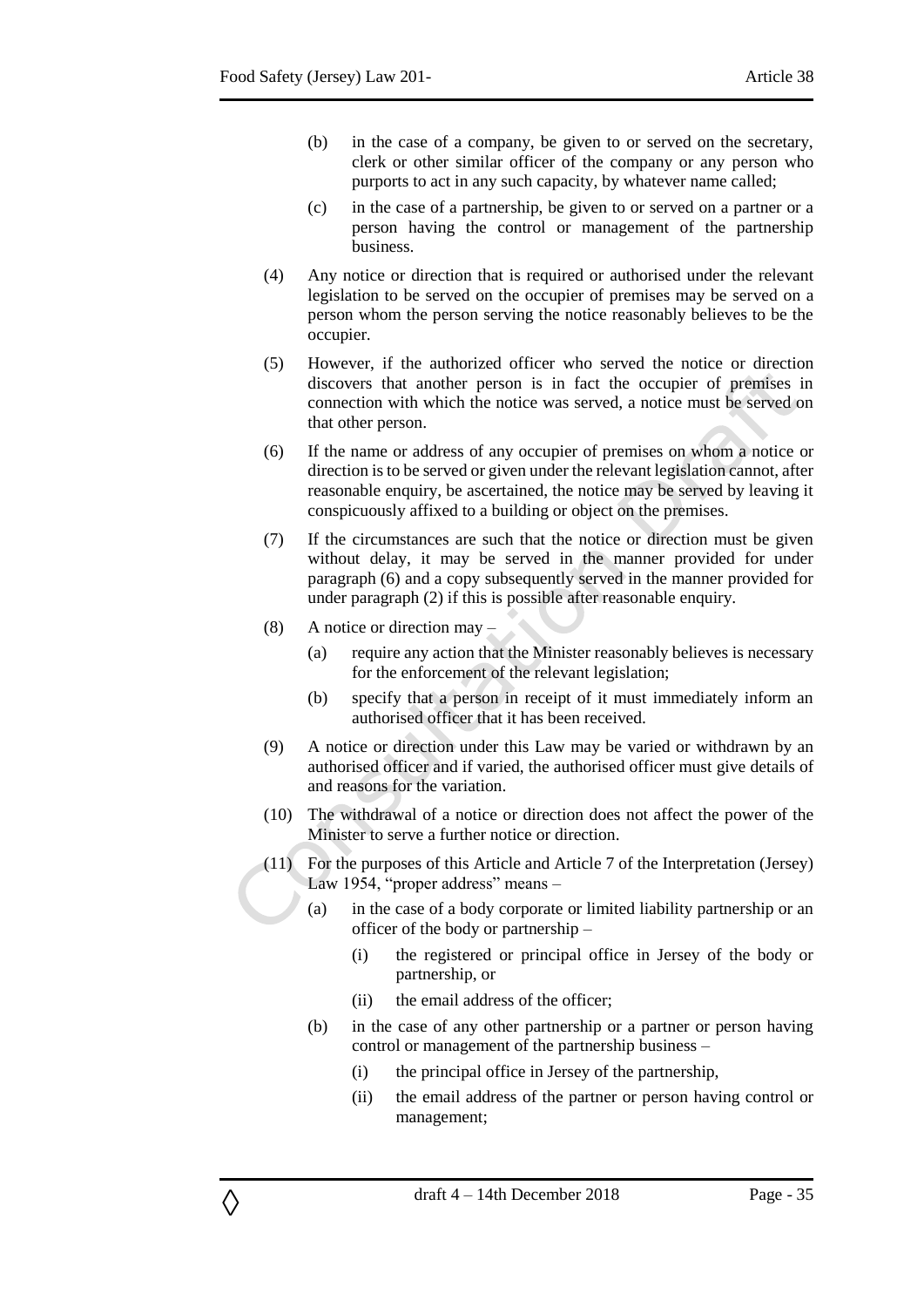(b) in the case of a company, be given to or served on the secretary, clerk or other similar officer of the company or any person who purports to act in any such capacity, by whatever name called;

(c) in the case of a partnership, be given to or served on a partner or a person having the control or management of the partnership business.

(4) Any notice or direction that is required or authorised under the relevant legislation to be served on the occupier of premises may be served on a person whom the person serving the notice reasonably believes to be the occupier.

(5) However, if the authorized officer who served the notice or direction discovers that another person is in fact the occupier of premises in connection with which the notice was served, a notice must be served on that other person.

(6) If the name or address of any occupier of premises on whom a notice or direction is to be served or given under the relevant legislation cannot, after reasonable enquiry, be ascertained, the notice may be served by leaving it conspicuously affixed to a building or object on the premises.

(7) If the circumstances are such that the notice or direction must be given without delay, it may be served in the manner provided for under paragraph (6) and a copy subsequently served in the manner provided for under paragraph (2) if this is possible after reasonable enquiry.

(8) A notice or direction may –

(a) require any action that the Minister reasonably believes is necessary for the enforcement of the relevant legislation;

(b) specify that a person in receipt of it must immediately inform an authorised officer that it has been received.

(9) A notice or direction under this Law may be varied or withdrawn by an authorised officer and if varied, the authorised officer must give details of and reasons for the variation.

(10) The withdrawal of a notice or direction does not affect the power of the Minister to serve a further notice or direction.

(11) For the purposes of this Article and Article 7 of the Interpretation (Jersey) Law 1954, "proper address" means –

(a) in the case of a body corporate or limited liability partnership or an officer of the body or partnership –

(i) the registered or principal office in Jersey of the body or partnership, or

(ii) the email address of the officer;

(b) in the case of any other partnership or a partner or person having control or management of the partnership business –

(i) the principal office in Jersey of the partnership,

(ii) the email address of the partner or person having control or management;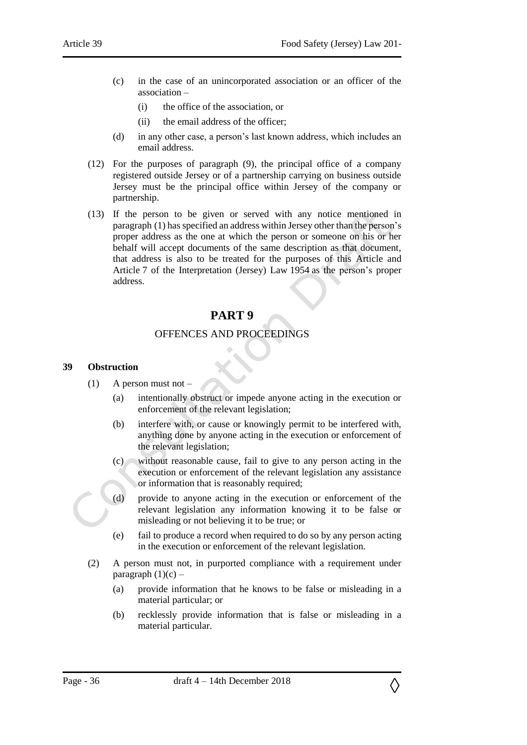(c) in the case of an unincorporated association or an officer of the association –

  (i) the office of the association, or

  (ii) the email address of the officer;

(d) in any other case, a person's last known address, which includes an email address.

(12) For the purposes of paragraph (9), the principal office of a company registered outside Jersey or of a partnership carrying on business outside Jersey must be the principal office within Jersey of the company or partnership.

(13) If the person to be given or served with any notice mentioned in paragraph (1) has specified an address within Jersey other than the person's proper address as the one at which the person or someone on his or her behalf will accept documents of the same description as that document, that address is also to be treated for the purposes of this Article and Article 7 of the Interpretation (Jersey) Law 1954 as the person's proper address.

## PART 9

## OFFENCES AND PROCEEDINGS

### 39 Obstruction

(1) A person must not –

  (a) intentionally obstruct or impede anyone acting in the execution or enforcement of the relevant legislation;

  (b) interfere with, or cause or knowingly permit to be interfered with, anything done by anyone acting in the execution or enforcement of the relevant legislation;

  (c) without reasonable cause, fail to give to any person acting in the execution or enforcement of the relevant legislation any assistance or information that is reasonably required;

  (d) provide to anyone acting in the execution or enforcement of the relevant legislation any information knowing it to be false or misleading or not believing it to be true; or

  (e) fail to produce a record when required to do so by any person acting in the execution or enforcement of the relevant legislation.

(2) A person must not, in purported compliance with a requirement under paragraph (1)(c) –

  (a) provide information that he knows to be false or misleading in a material particular; or

  (b) recklessly provide information that is false or misleading in a material particular.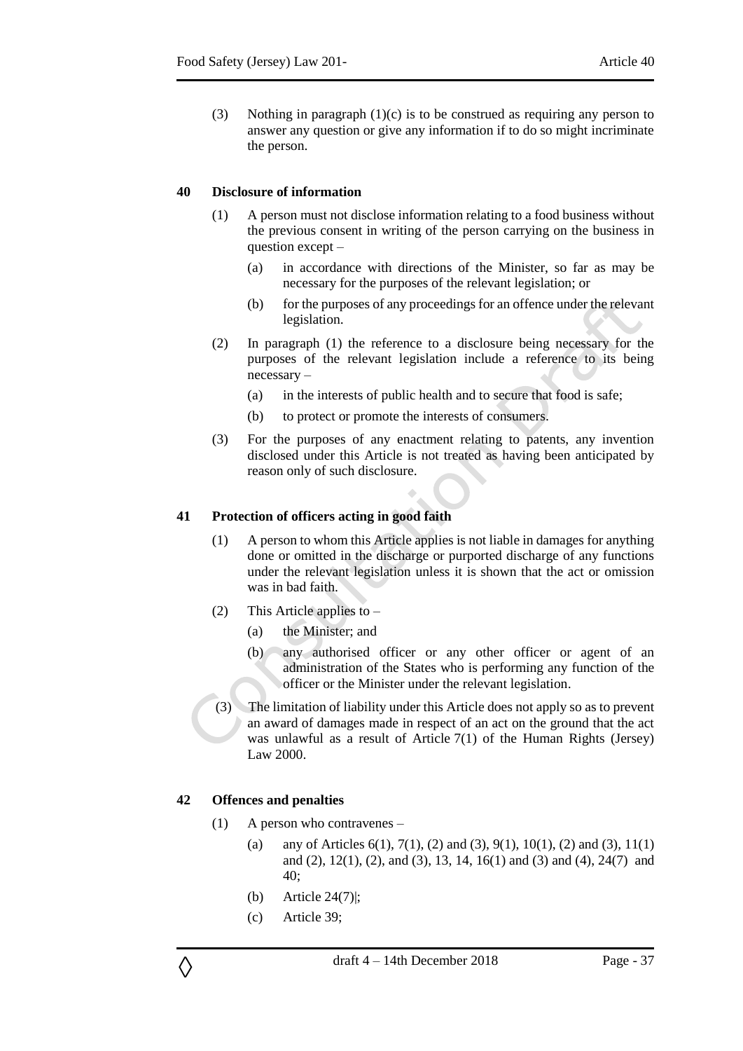(3) Nothing in paragraph (1)(c) is to be construed as requiring any person to answer any question or give any information if to do so might incriminate the person.

### 40 Disclosure of information

(1) A person must not disclose information relating to a food business without the previous consent in writing of the person carrying on the business in question except –

(a) in accordance with directions of the Minister, so far as may be necessary for the purposes of the relevant legislation; or

(b) for the purposes of any proceedings for an offence under the relevant legislation.

(2) In paragraph (1) the reference to a disclosure being necessary for the purposes of the relevant legislation include a reference to its being necessary –

(a) in the interests of public health and to secure that food is safe;

(b) to protect or promote the interests of consumers.

(3) For the purposes of any enactment relating to patents, any invention disclosed under this Article is not treated as having been anticipated by reason only of such disclosure.

### 41 Protection of officers acting in good faith

(1) A person to whom this Article applies is not liable in damages for anything done or omitted in the discharge or purported discharge of any functions under the relevant legislation unless it is shown that the act or omission was in bad faith.

(2) This Article applies to –

(a) the Minister; and

(b) any authorised officer or any other officer or agent of an administration of the States who is performing any function of the officer or the Minister under the relevant legislation.

(3) The limitation of liability under this Article does not apply so as to prevent an award of damages made in respect of an act on the ground that the act was unlawful as a result of Article 7(1) of the Human Rights (Jersey) Law 2000.

### 42 Offences and penalties

(1) A person who contravenes –

(a) any of Articles 6(1), 7(1), (2) and (3), 9(1), 10(1), (2) and (3), 11(1) and (2), 12(1), (2), and (3), 13, 14, 16(1) and (3) and (4), 24(7) and 40;

(b) Article 24(7)|;

(c) Article 39;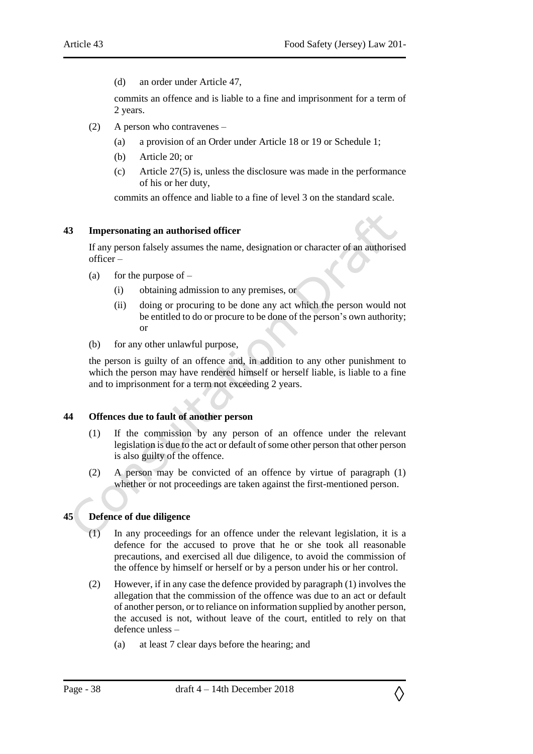(d) an order under Article 47,

commits an offence and is liable to a fine and imprisonment for a term of 2 years.

(2) A person who contravenes –

(a) a provision of an Order under Article 18 or 19 or Schedule 1;

(b) Article 20; or

(c) Article 27(5) is, unless the disclosure was made in the performance of his or her duty,

commits an offence and liable to a fine of level 3 on the standard scale.

## 43 Impersonating an authorised officer

If any person falsely assumes the name, designation or character of an authorised officer –

(a) for the purpose of –

(i) obtaining admission to any premises, or

(ii) doing or procuring to be done any act which the person would not be entitled to do or procure to be done of the person's own authority; or

(b) for any other unlawful purpose,

the person is guilty of an offence and, in addition to any other punishment to which the person may have rendered himself or herself liable, is liable to a fine and to imprisonment for a term not exceeding 2 years.

## 44 Offences due to fault of another person

(1) If the commission by any person of an offence under the relevant legislation is due to the act or default of some other person that other person is also guilty of the offence.

(2) A person may be convicted of an offence by virtue of paragraph (1) whether or not proceedings are taken against the first-mentioned person.

## 45 Defence of due diligence

(1) In any proceedings for an offence under the relevant legislation, it is a defence for the accused to prove that he or she took all reasonable precautions, and exercised all due diligence, to avoid the commission of the offence by himself or herself or by a person under his or her control.

(2) However, if in any case the defence provided by paragraph (1) involves the allegation that the commission of the offence was due to an act or default of another person, or to reliance on information supplied by another person, the accused is not, without leave of the court, entitled to rely on that defence unless –

(a) at least 7 clear days before the hearing; and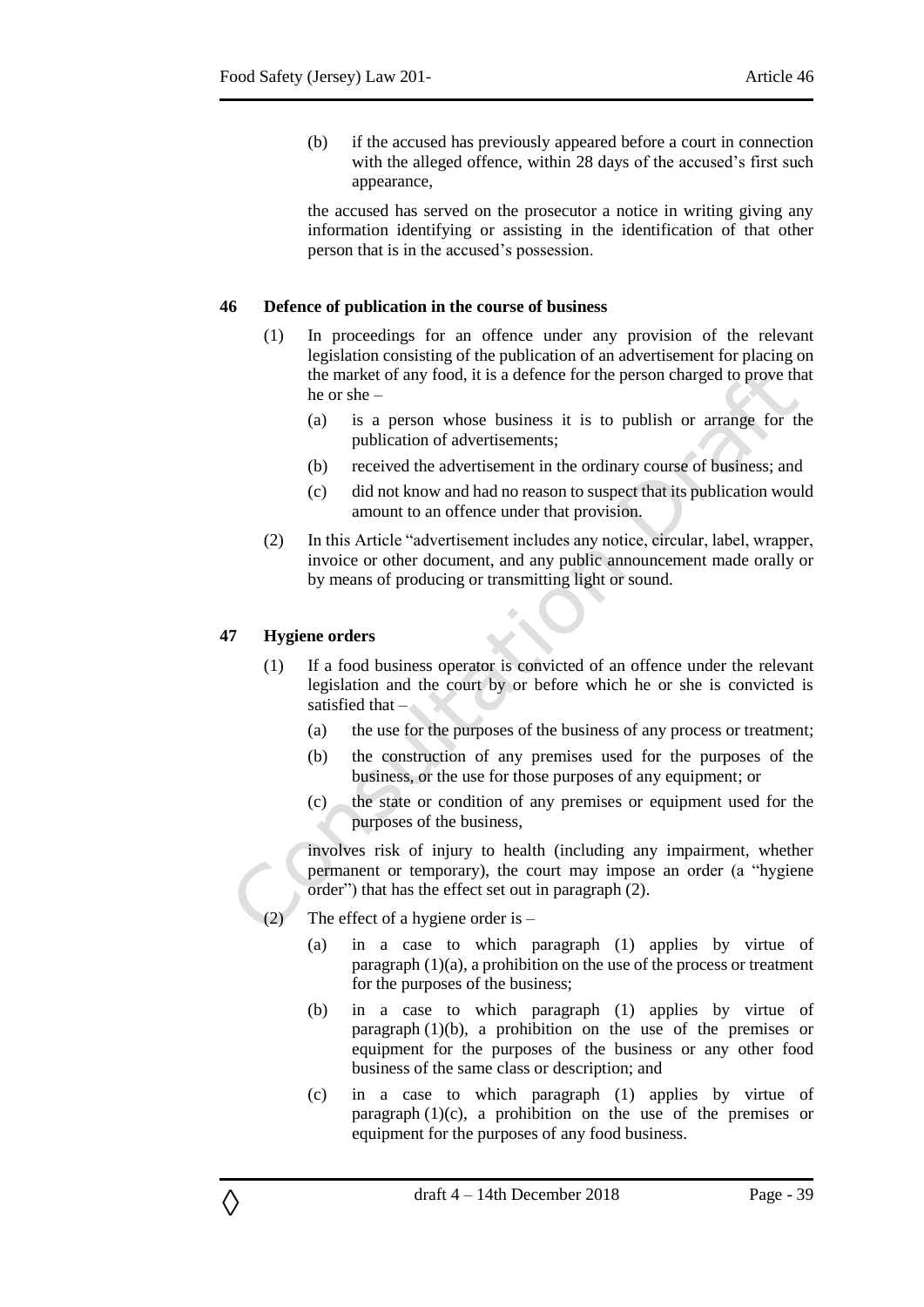(b) if the accused has previously appeared before a court in connection with the alleged offence, within 28 days of the accused's first such appearance,

the accused has served on the prosecutor a notice in writing giving any information identifying or assisting in the identification of that other person that is in the accused's possession.

### 46 Defence of publication in the course of business

(1) In proceedings for an offence under any provision of the relevant legislation consisting of the publication of an advertisement for placing on the market of any food, it is a defence for the person charged to prove that he or she –

(a) is a person whose business it is to publish or arrange for the publication of advertisements;

(b) received the advertisement in the ordinary course of business; and

(c) did not know and had no reason to suspect that its publication would amount to an offence under that provision.

(2) In this Article "advertisement includes any notice, circular, label, wrapper, invoice or other document, and any public announcement made orally or by means of producing or transmitting light or sound.

### 47 Hygiene orders

(1) If a food business operator is convicted of an offence under the relevant legislation and the court by or before which he or she is convicted is satisfied that –

(a) the use for the purposes of the business of any process or treatment;

(b) the construction of any premises used for the purposes of the business, or the use for those purposes of any equipment; or

(c) the state or condition of any premises or equipment used for the purposes of the business,

involves risk of injury to health (including any impairment, whether permanent or temporary), the court may impose an order (a "hygiene order") that has the effect set out in paragraph (2).

(2) The effect of a hygiene order is –

(a) in a case to which paragraph (1) applies by virtue of paragraph (1)(a), a prohibition on the use of the process or treatment for the purposes of the business;

(b) in a case to which paragraph (1) applies by virtue of paragraph (1)(b), a prohibition on the use of the premises or equipment for the purposes of the business or any other food business of the same class or description; and

(c) in a case to which paragraph (1) applies by virtue of paragraph (1)(c), a prohibition on the use of the premises or equipment for the purposes of any food business.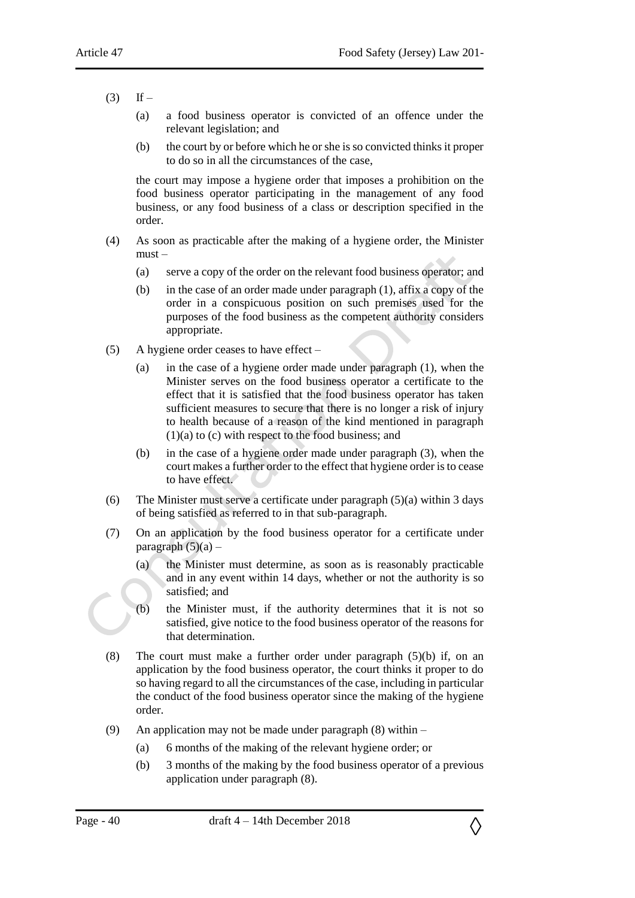(3) If –

(a) a food business operator is convicted of an offence under the relevant legislation; and

(b) the court by or before which he or she is so convicted thinks it proper to do so in all the circumstances of the case,

the court may impose a hygiene order that imposes a prohibition on the food business operator participating in the management of any food business, or any food business of a class or description specified in the order.

(4) As soon as practicable after the making of a hygiene order, the Minister must –

(a) serve a copy of the order on the relevant food business operator; and

(b) in the case of an order made under paragraph (1), affix a copy of the order in a conspicuous position on such premises used for the purposes of the food business as the competent authority considers appropriate.

(5) A hygiene order ceases to have effect –

(a) in the case of a hygiene order made under paragraph (1), when the Minister serves on the food business operator a certificate to the effect that it is satisfied that the food business operator has taken sufficient measures to secure that there is no longer a risk of injury to health because of a reason of the kind mentioned in paragraph (1)(a) to (c) with respect to the food business; and

(b) in the case of a hygiene order made under paragraph (3), when the court makes a further order to the effect that hygiene order is to cease to have effect.

(6) The Minister must serve a certificate under paragraph (5)(a) within 3 days of being satisfied as referred to in that sub-paragraph.

(7) On an application by the food business operator for a certificate under paragraph (5)(a) –

(a) the Minister must determine, as soon as is reasonably practicable and in any event within 14 days, whether or not the authority is so satisfied; and

(b) the Minister must, if the authority determines that it is not so satisfied, give notice to the food business operator of the reasons for that determination.

(8) The court must make a further order under paragraph (5)(b) if, on an application by the food business operator, the court thinks it proper to do so having regard to all the circumstances of the case, including in particular the conduct of the food business operator since the making of the hygiene order.

(9) An application may not be made under paragraph (8) within –

(a) 6 months of the making of the relevant hygiene order; or

(b) 3 months of the making by the food business operator of a previous application under paragraph (8).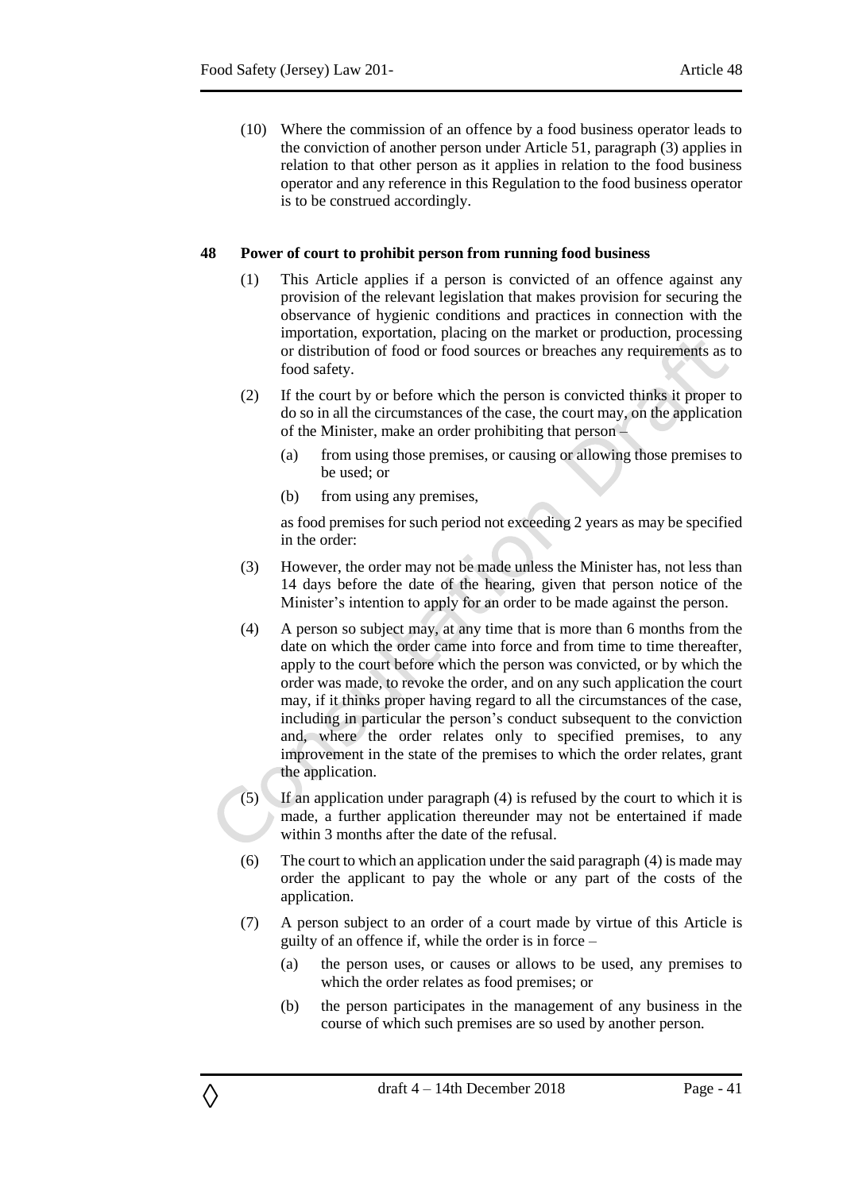(10) Where the commission of an offence by a food business operator leads to the conviction of another person under Article 51, paragraph (3) applies in relation to that other person as it applies in relation to the food business operator and any reference in this Regulation to the food business operator is to be construed accordingly.

**48 Power of court to prohibit person from running food business**

(1) This Article applies if a person is convicted of an offence against any provision of the relevant legislation that makes provision for securing the observance of hygienic conditions and practices in connection with the importation, exportation, placing on the market or production, processing or distribution of food or food sources or breaches any requirements as to food safety.

(2) If the court by or before which the person is convicted thinks it proper to do so in all the circumstances of the case, the court may, on the application of the Minister, make an order prohibiting that person –

(a) from using those premises, or causing or allowing those premises to be used; or

(b) from using any premises,

as food premises for such period not exceeding 2 years as may be specified in the order:

(3) However, the order may not be made unless the Minister has, not less than 14 days before the date of the hearing, given that person notice of the Minister's intention to apply for an order to be made against the person.

(4) A person so subject may, at any time that is more than 6 months from the date on which the order came into force and from time to time thereafter, apply to the court before which the person was convicted, or by which the order was made, to revoke the order, and on any such application the court may, if it thinks proper having regard to all the circumstances of the case, including in particular the person's conduct subsequent to the conviction and, where the order relates only to specified premises, to any improvement in the state of the premises to which the order relates, grant the application.

(5) If an application under paragraph (4) is refused by the court to which it is made, a further application thereunder may not be entertained if made within 3 months after the date of the refusal.

(6) The court to which an application under the said paragraph (4) is made may order the applicant to pay the whole or any part of the costs of the application.

(7) A person subject to an order of a court made by virtue of this Article is guilty of an offence if, while the order is in force –

(a) the person uses, or causes or allows to be used, any premises to which the order relates as food premises; or

(b) the person participates in the management of any business in the course of which such premises are so used by another person.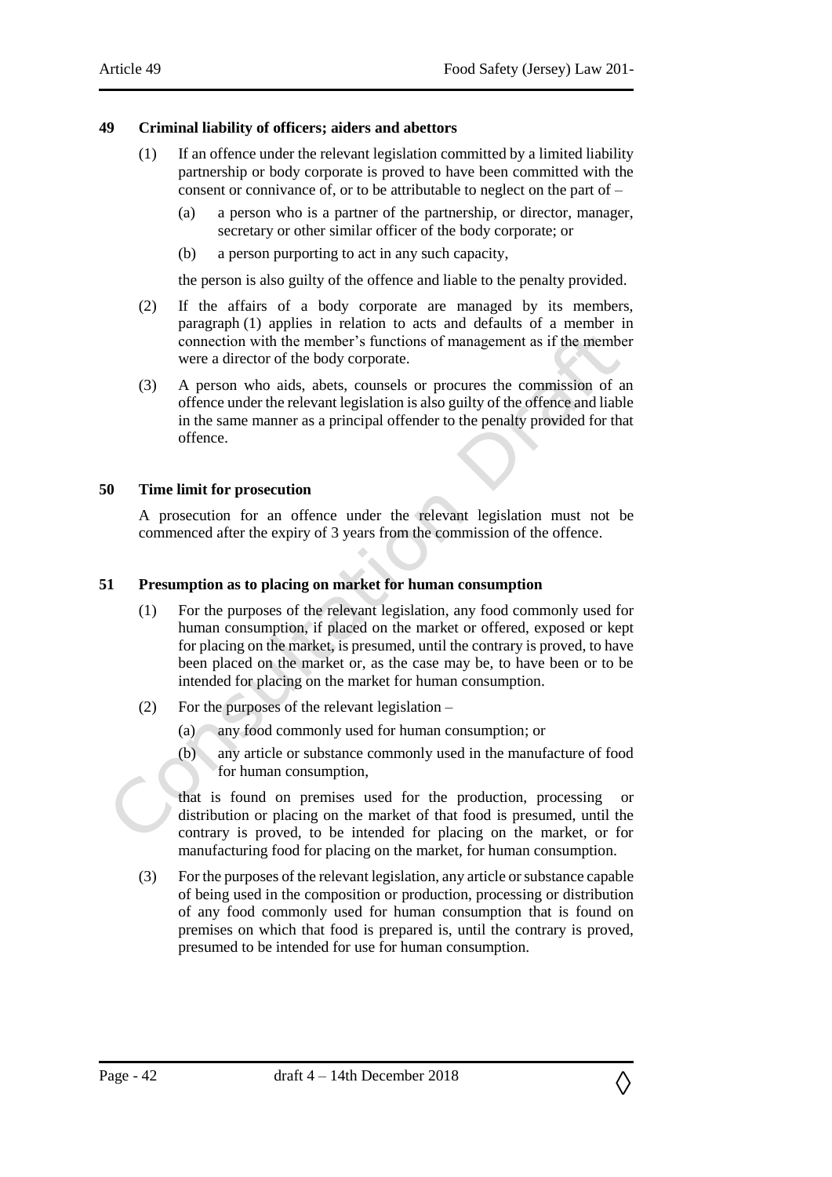## 49 Criminal liability of officers; aiders and abettors

(1) If an offence under the relevant legislation committed by a limited liability partnership or body corporate is proved to have been committed with the consent or connivance of, or to be attributable to neglect on the part of –

(a) a person who is a partner of the partnership, or director, manager, secretary or other similar officer of the body corporate; or

(b) a person purporting to act in any such capacity,

the person is also guilty of the offence and liable to the penalty provided.

(2) If the affairs of a body corporate are managed by its members, paragraph (1) applies in relation to acts and defaults of a member in connection with the member's functions of management as if the member were a director of the body corporate.

(3) A person who aids, abets, counsels or procures the commission of an offence under the relevant legislation is also guilty of the offence and liable in the same manner as a principal offender to the penalty provided for that offence.

## 50 Time limit for prosecution

A prosecution for an offence under the relevant legislation must not be commenced after the expiry of 3 years from the commission of the offence.

## 51 Presumption as to placing on market for human consumption

(1) For the purposes of the relevant legislation, any food commonly used for human consumption, if placed on the market or offered, exposed or kept for placing on the market, is presumed, until the contrary is proved, to have been placed on the market or, as the case may be, to have been or to be intended for placing on the market for human consumption.

(2) For the purposes of the relevant legislation –

(a) any food commonly used for human consumption; or

(b) any article or substance commonly used in the manufacture of food for human consumption,

that is found on premises used for the production, processing or distribution or placing on the market of that food is presumed, until the contrary is proved, to be intended for placing on the market, or for manufacturing food for placing on the market, for human consumption.

(3) For the purposes of the relevant legislation, any article or substance capable of being used in the composition or production, processing or distribution of any food commonly used for human consumption that is found on premises on which that food is prepared is, until the contrary is proved, presumed to be intended for use for human consumption.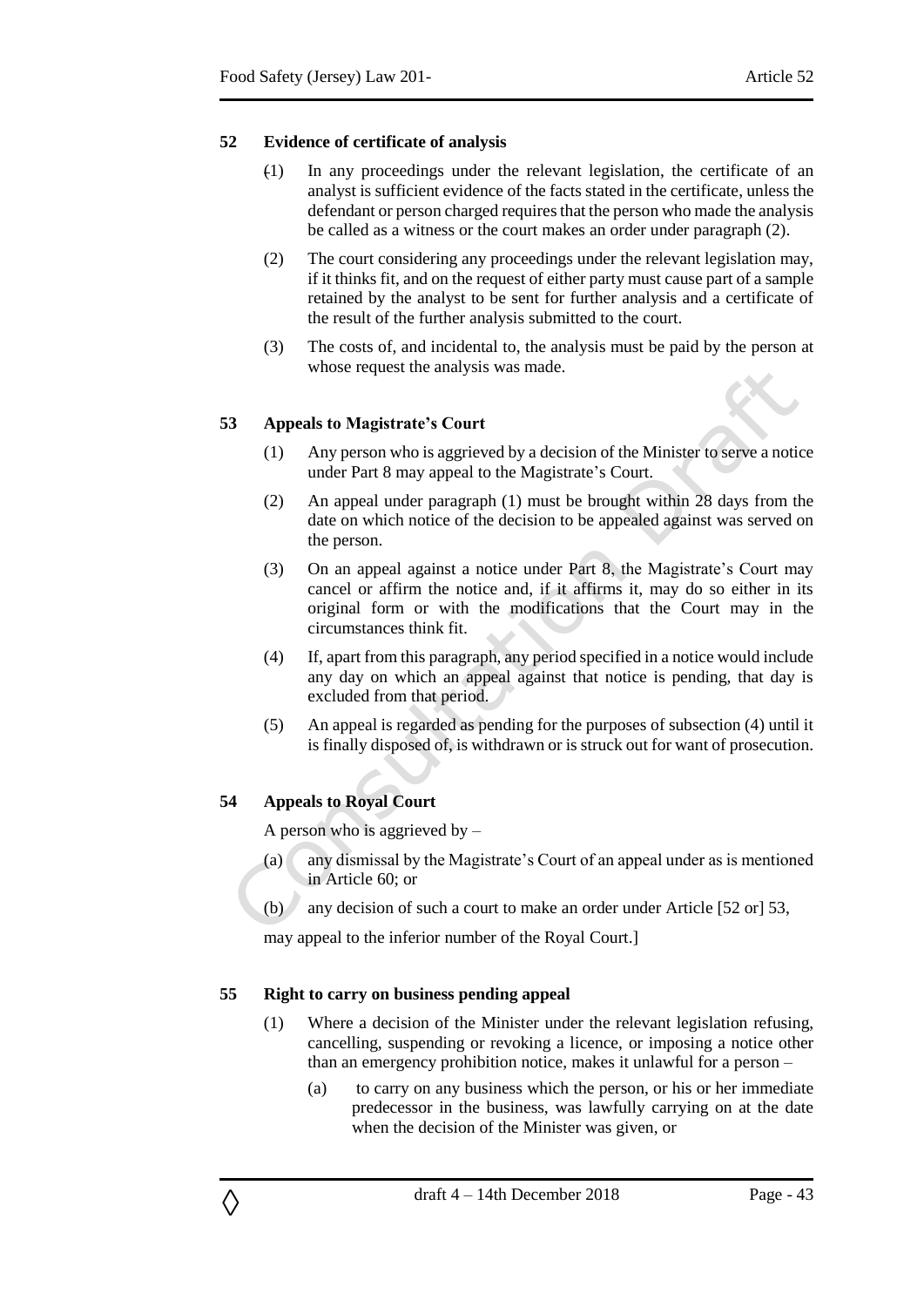## 52 Evidence of certificate of analysis

(1) In any proceedings under the relevant legislation, the certificate of an analyst is sufficient evidence of the facts stated in the certificate, unless the defendant or person charged requires that the person who made the analysis be called as a witness or the court makes an order under paragraph (2).

(2) The court considering any proceedings under the relevant legislation may, if it thinks fit, and on the request of either party must cause part of a sample retained by the analyst to be sent for further analysis and a certificate of the result of the further analysis submitted to the court.

(3) The costs of, and incidental to, the analysis must be paid by the person at whose request the analysis was made.

## 53 Appeals to Magistrate's Court

(1) Any person who is aggrieved by a decision of the Minister to serve a notice under Part 8 may appeal to the Magistrate's Court.

(2) An appeal under paragraph (1) must be brought within 28 days from the date on which notice of the decision to be appealed against was served on the person.

(3) On an appeal against a notice under Part 8, the Magistrate's Court may cancel or affirm the notice and, if it affirms it, may do so either in its original form or with the modifications that the Court may in the circumstances think fit.

(4) If, apart from this paragraph, any period specified in a notice would include any day on which an appeal against that notice is pending, that day is excluded from that period.

(5) An appeal is regarded as pending for the purposes of subsection (4) until it is finally disposed of, is withdrawn or is struck out for want of prosecution.

## 54 Appeals to Royal Court

A person who is aggrieved by –

(a) any dismissal by the Magistrate's Court of an appeal under as is mentioned in Article 60; or

(b) any decision of such a court to make an order under Article [52 or] 53,

may appeal to the inferior number of the Royal Court.]

## 55 Right to carry on business pending appeal

(1) Where a decision of the Minister under the relevant legislation refusing, cancelling, suspending or revoking a licence, or imposing a notice other than an emergency prohibition notice, makes it unlawful for a person –

(a) to carry on any business which the person, or his or her immediate predecessor in the business, was lawfully carrying on at the date when the decision of the Minister was given, or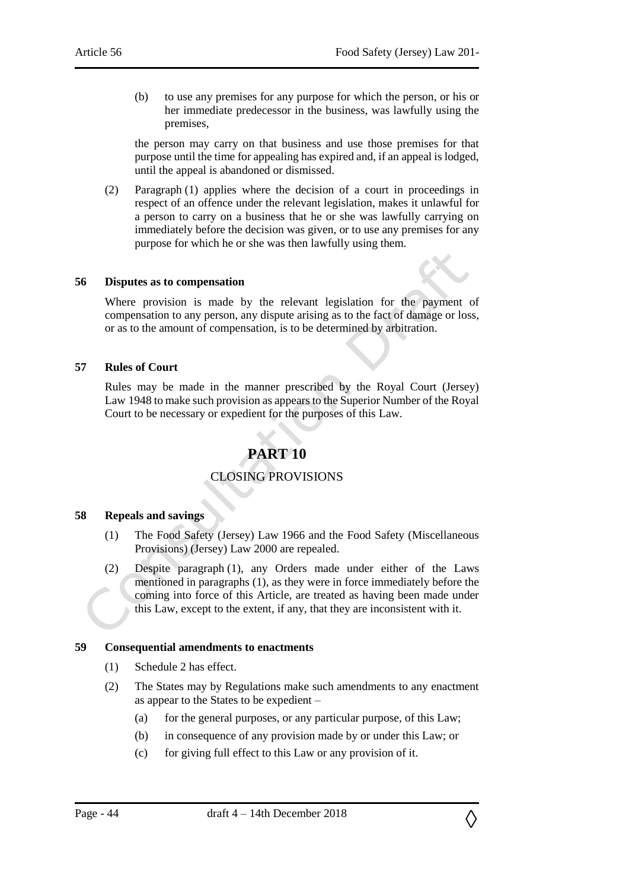(b) to use any premises for any purpose for which the person, or his or her immediate predecessor in the business, was lawfully using the premises,

the person may carry on that business and use those premises for that purpose until the time for appealing has expired and, if an appeal is lodged, until the appeal is abandoned or dismissed.

(2) Paragraph (1) applies where the decision of a court in proceedings in respect of an offence under the relevant legislation, makes it unlawful for a person to carry on a business that he or she was lawfully carrying on immediately before the decision was given, or to use any premises for any purpose for which he or she was then lawfully using them.

**56 Disputes as to compensation**

Where provision is made by the relevant legislation for the payment of compensation to any person, any dispute arising as to the fact of damage or loss, or as to the amount of compensation, is to be determined by arbitration.

**57 Rules of Court**

Rules may be made in the manner prescribed by the Royal Court (Jersey) Law 1948 to make such provision as appears to the Superior Number of the Royal Court to be necessary or expedient for the purposes of this Law.

# PART 10

## CLOSING PROVISIONS

**58 Repeals and savings**

(1) The Food Safety (Jersey) Law 1966 and the Food Safety (Miscellaneous Provisions) (Jersey) Law 2000 are repealed.

(2) Despite paragraph (1), any Orders made under either of the Laws mentioned in paragraphs (1), as they were in force immediately before the coming into force of this Article, are treated as having been made under this Law, except to the extent, if any, that they are inconsistent with it.

**59 Consequential amendments to enactments**

(1) Schedule 2 has effect.

(2) The States may by Regulations make such amendments to any enactment as appear to the States to be expedient –

(a) for the general purposes, or any particular purpose, of this Law;

(b) in consequence of any provision made by or under this Law; or

(c) for giving full effect to this Law or any provision of it.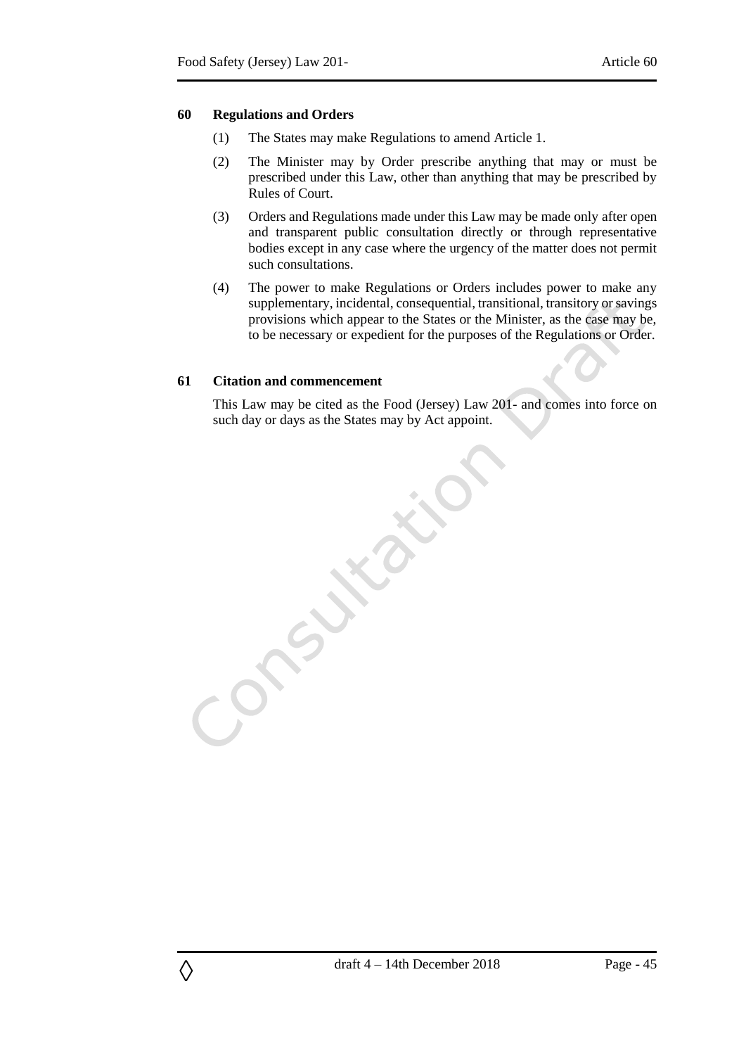## 60 Regulations and Orders

(1) The States may make Regulations to amend Article 1.

(2) The Minister may by Order prescribe anything that may or must be prescribed under this Law, other than anything that may be prescribed by Rules of Court.

(3) Orders and Regulations made under this Law may be made only after open and transparent public consultation directly or through representative bodies except in any case where the urgency of the matter does not permit such consultations.

(4) The power to make Regulations or Orders includes power to make any supplementary, incidental, consequential, transitional, transitory or savings provisions which appear to the States or the Minister, as the case may be, to be necessary or expedient for the purposes of the Regulations or Order.

## 61 Citation and commencement

This Law may be cited as the Food (Jersey) Law 201- and comes into force on such day or days as the States may by Act appoint.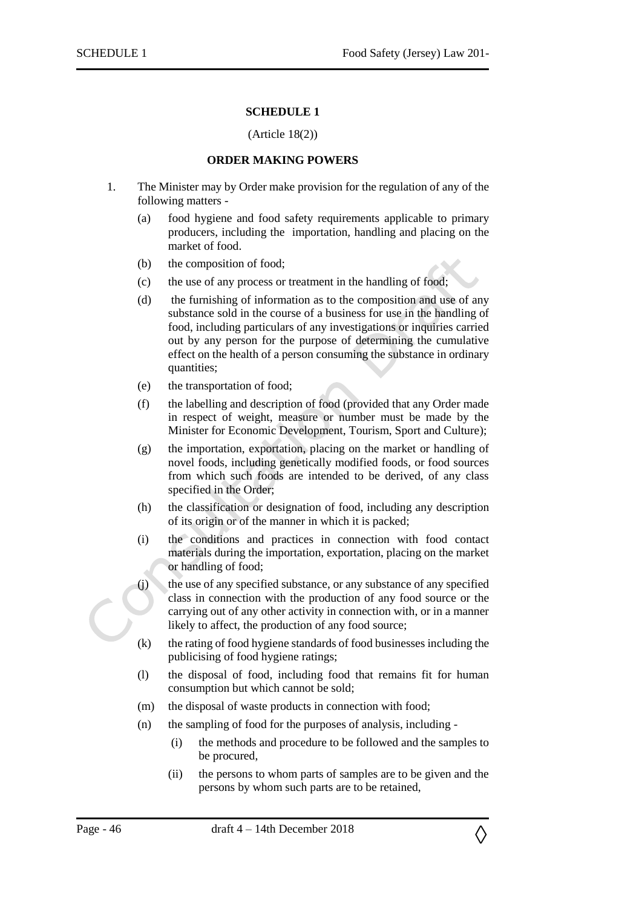# SCHEDULE 1

(Article 18(2))

## ORDER MAKING POWERS

1. The Minister may by Order make provision for the regulation of any of the following matters -

   (a) food hygiene and food safety requirements applicable to primary producers, including the importation, handling and placing on the market of food.

   (b) the composition of food;

   (c) the use of any process or treatment in the handling of food;

   (d) the furnishing of information as to the composition and use of any substance sold in the course of a business for use in the handling of food, including particulars of any investigations or inquiries carried out by any person for the purpose of determining the cumulative effect on the health of a person consuming the substance in ordinary quantities;

   (e) the transportation of food;

   (f) the labelling and description of food (provided that any Order made in respect of weight, measure or number must be made by the Minister for Economic Development, Tourism, Sport and Culture);

   (g) the importation, exportation, placing on the market or handling of novel foods, including genetically modified foods, or food sources from which such foods are intended to be derived, of any class specified in the Order;

   (h) the classification or designation of food, including any description of its origin or of the manner in which it is packed;

   (i) the conditions and practices in connection with food contact materials during the importation, exportation, placing on the market or handling of food;

   (j) the use of any specified substance, or any substance of any specified class in connection with the production of any food source or the carrying out of any other activity in connection with, or in a manner likely to affect, the production of any food source;

   (k) the rating of food hygiene standards of food businesses including the publicising of food hygiene ratings;

   (l) the disposal of food, including food that remains fit for human consumption but which cannot be sold;

   (m) the disposal of waste products in connection with food;

   (n) the sampling of food for the purposes of analysis, including -

      (i) the methods and procedure to be followed and the samples to be procured,

      (ii) the persons to whom parts of samples are to be given and the persons by whom such parts are to be retained,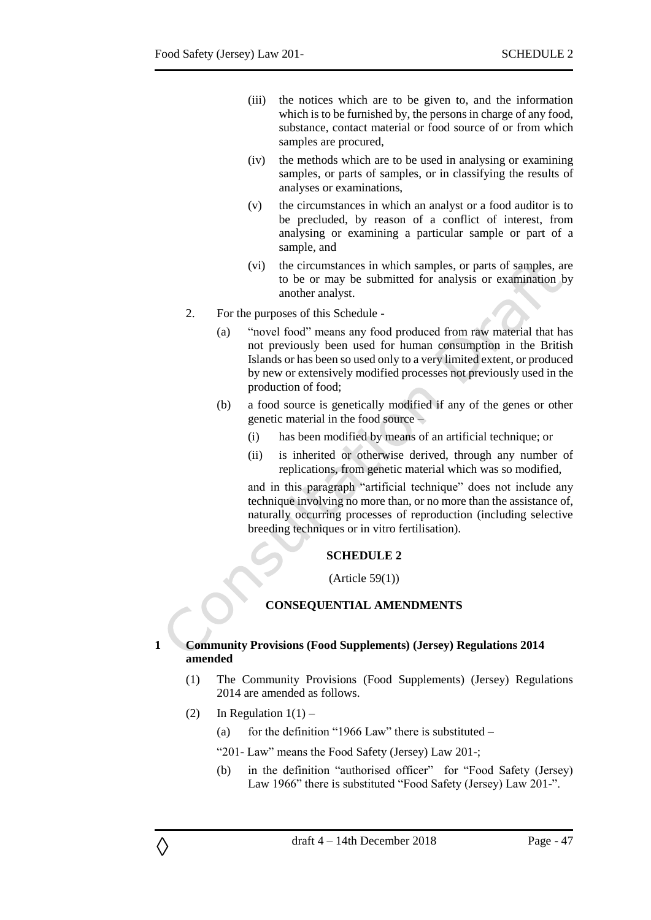(iii) the notices which are to be given to, and the information which is to be furnished by, the persons in charge of any food, substance, contact material or food source of or from which samples are procured,

(iv) the methods which are to be used in analysing or examining samples, or parts of samples, or in classifying the results of analyses or examinations,

(v) the circumstances in which an analyst or a food auditor is to be precluded, by reason of a conflict of interest, from analysing or examining a particular sample or part of a sample, and

(vi) the circumstances in which samples, or parts of samples, are to be or may be submitted for analysis or examination by another analyst.

2. For the purposes of this Schedule -

(a) "novel food" means any food produced from raw material that has not previously been used for human consumption in the British Islands or has been so used only to a very limited extent, or produced by new or extensively modified processes not previously used in the production of food;

(b) a food source is genetically modified if any of the genes or other genetic material in the food source –

(i) has been modified by means of an artificial technique; or

(ii) is inherited or otherwise derived, through any number of replications, from genetic material which was so modified,

and in this paragraph "artificial technique" does not include any technique involving no more than, or no more than the assistance of, naturally occurring processes of reproduction (including selective breeding techniques or in vitro fertilisation).

## SCHEDULE 2

(Article 59(1))

## CONSEQUENTIAL AMENDMENTS

### 1 Community Provisions (Food Supplements) (Jersey) Regulations 2014 amended

(1) The Community Provisions (Food Supplements) (Jersey) Regulations 2014 are amended as follows.

(2) In Regulation 1(1) –

(a) for the definition "1966 Law" there is substituted –

"201- Law" means the Food Safety (Jersey) Law 201-;

(b) in the definition "authorised officer" for "Food Safety (Jersey) Law 1966" there is substituted "Food Safety (Jersey) Law 201-".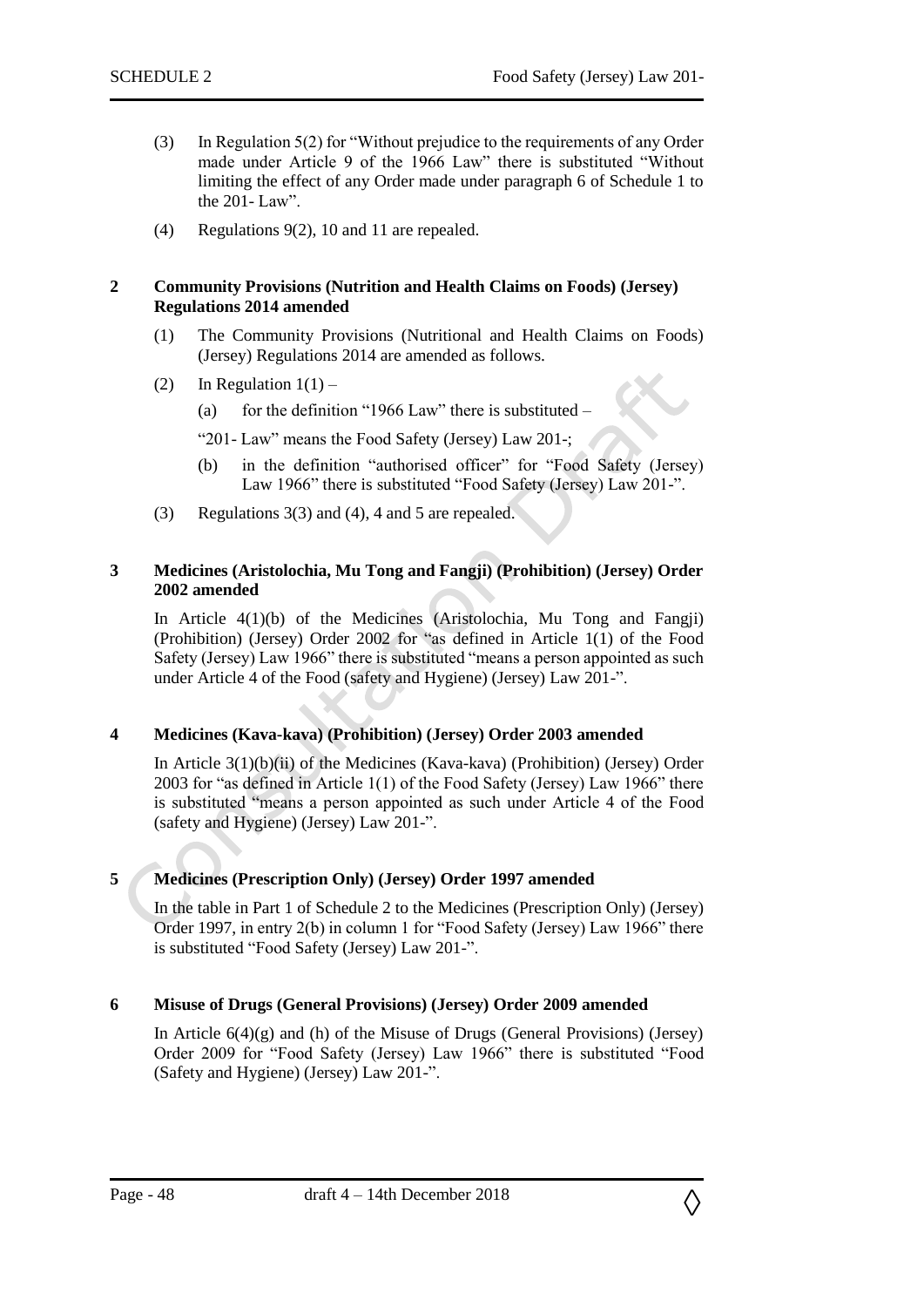(3) In Regulation 5(2) for "Without prejudice to the requirements of any Order made under Article 9 of the 1966 Law" there is substituted "Without limiting the effect of any Order made under paragraph 6 of Schedule 1 to the 201- Law".

(4) Regulations 9(2), 10 and 11 are repealed.

**2 Community Provisions (Nutrition and Health Claims on Foods) (Jersey) Regulations 2014 amended**

(1) The Community Provisions (Nutritional and Health Claims on Foods) (Jersey) Regulations 2014 are amended as follows.

(2) In Regulation 1(1) –

(a) for the definition "1966 Law" there is substituted –

"201- Law" means the Food Safety (Jersey) Law 201-;

(b) in the definition "authorised officer" for "Food Safety (Jersey) Law 1966" there is substituted "Food Safety (Jersey) Law 201-".

(3) Regulations 3(3) and (4), 4 and 5 are repealed.

**3 Medicines (Aristolochia, Mu Tong and Fangji) (Prohibition) (Jersey) Order 2002 amended**

In Article 4(1)(b) of the Medicines (Aristolochia, Mu Tong and Fangji) (Prohibition) (Jersey) Order 2002 for "as defined in Article 1(1) of the Food Safety (Jersey) Law 1966" there is substituted "means a person appointed as such under Article 4 of the Food (safety and Hygiene) (Jersey) Law 201-".

**4 Medicines (Kava-kava) (Prohibition) (Jersey) Order 2003 amended**

In Article 3(1)(b)(ii) of the Medicines (Kava-kava) (Prohibition) (Jersey) Order 2003 for "as defined in Article 1(1) of the Food Safety (Jersey) Law 1966" there is substituted "means a person appointed as such under Article 4 of the Food (safety and Hygiene) (Jersey) Law 201-".

**5 Medicines (Prescription Only) (Jersey) Order 1997 amended**

In the table in Part 1 of Schedule 2 to the Medicines (Prescription Only) (Jersey) Order 1997, in entry 2(b) in column 1 for "Food Safety (Jersey) Law 1966" there is substituted "Food Safety (Jersey) Law 201-".

**6 Misuse of Drugs (General Provisions) (Jersey) Order 2009 amended**

In Article 6(4)(g) and (h) of the Misuse of Drugs (General Provisions) (Jersey) Order 2009 for "Food Safety (Jersey) Law 1966" there is substituted "Food (Safety and Hygiene) (Jersey) Law 201-".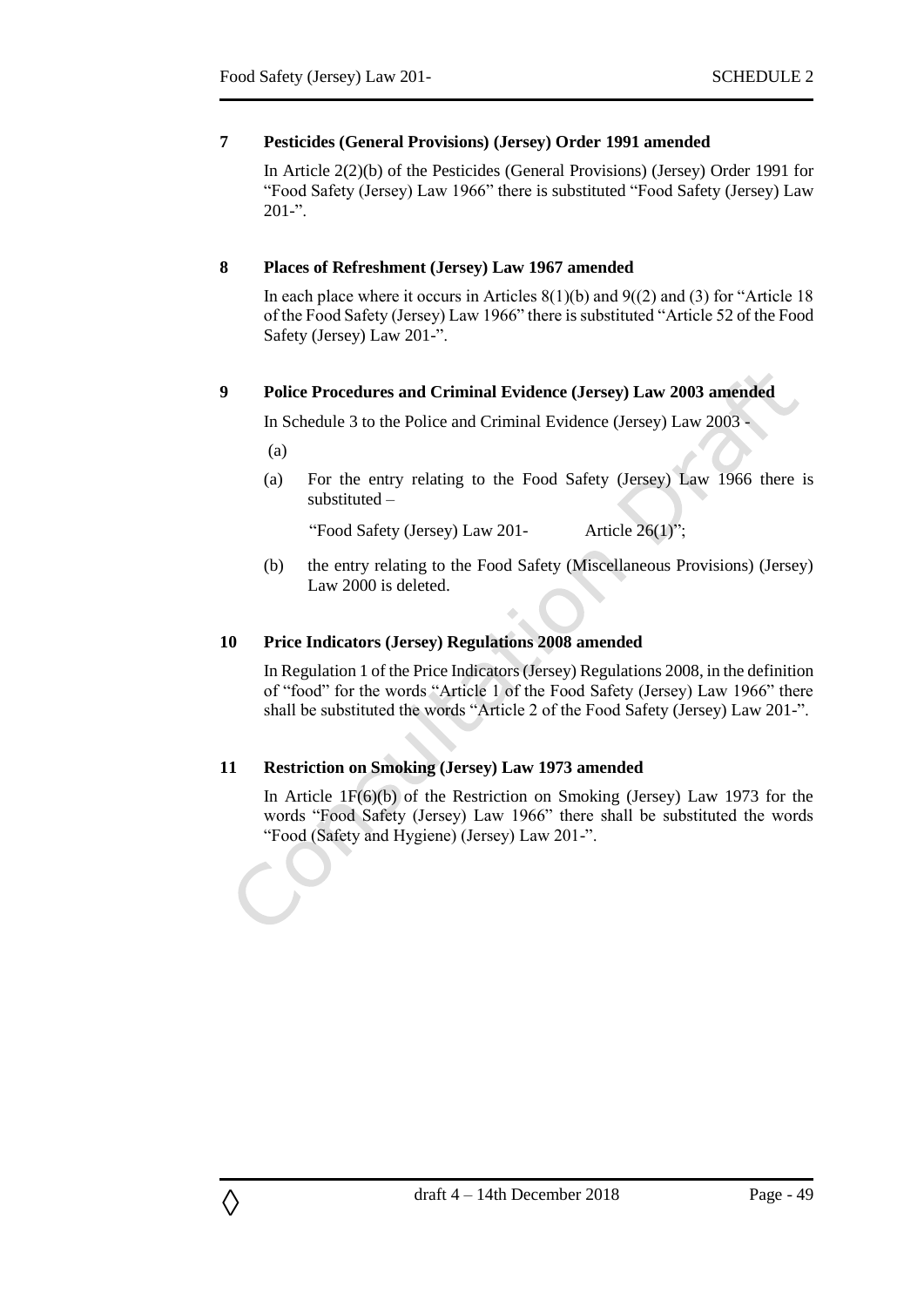**7 Pesticides (General Provisions) (Jersey) Order 1991 amended**

In Article 2(2)(b) of the Pesticides (General Provisions) (Jersey) Order 1991 for "Food Safety (Jersey) Law 1966" there is substituted "Food Safety (Jersey) Law 201-".

**8 Places of Refreshment (Jersey) Law 1967 amended**

In each place where it occurs in Articles 8(1)(b) and 9((2) and (3) for "Article 18 of the Food Safety (Jersey) Law 1966" there is substituted "Article 52 of the Food Safety (Jersey) Law 201-".

**9 Police Procedures and Criminal Evidence (Jersey) Law 2003 amended**

In Schedule 3 to the Police and Criminal Evidence (Jersey) Law 2003 -

(a)

(a) For the entry relating to the Food Safety (Jersey) Law 1966 there is substituted –

"Food Safety (Jersey) Law 201- Article 26(1)";

(b) the entry relating to the Food Safety (Miscellaneous Provisions) (Jersey) Law 2000 is deleted.

**10 Price Indicators (Jersey) Regulations 2008 amended**

In Regulation 1 of the Price Indicators (Jersey) Regulations 2008, in the definition of "food" for the words "Article 1 of the Food Safety (Jersey) Law 1966" there shall be substituted the words "Article 2 of the Food Safety (Jersey) Law 201-".

**11 Restriction on Smoking (Jersey) Law 1973 amended**

In Article 1F(6)(b) of the Restriction on Smoking (Jersey) Law 1973 for the words "Food Safety (Jersey) Law 1966" there shall be substituted the words "Food (Safety and Hygiene) (Jersey) Law 201-".